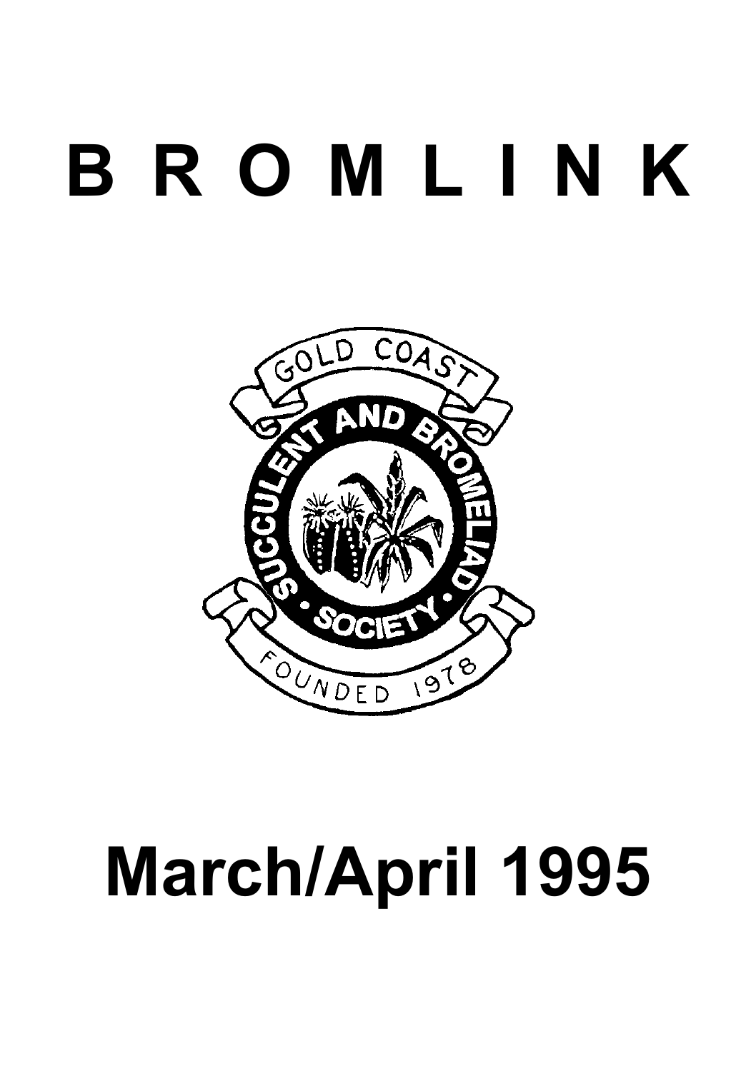# B R O M L I N K

GOLD COAST

SUCCULENT AND BROMELIAD SOCIETY

FOUNDED 1978

# March/April 1995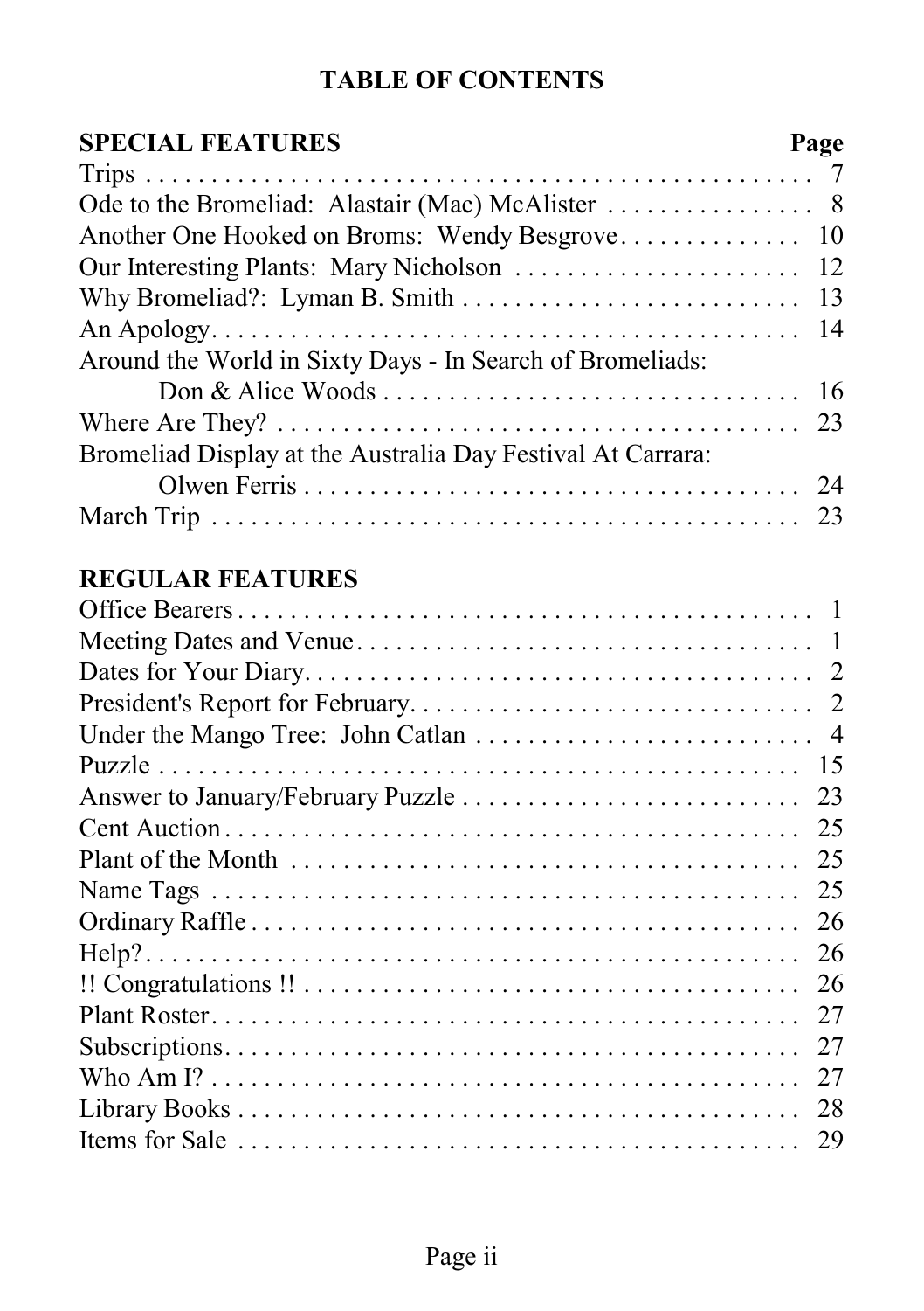# TABLE OF CONTENTS

| SPECIAL FEATURES | Page |
| --- | --- |
| Trips | 7 |
| Ode to the Bromeliad: Alastair (Mac) McAlister | 8 |
| Another One Hooked on Broms: Wendy Besgrove | 10 |
| Our Interesting Plants: Mary Nicholson | 12 |
| Why Bromeliad?: Lyman B. Smith | 13 |
| An Apology | 14 |
| Around the World in Sixty Days - In Search of Bromeliads: Don & Alice Woods | 16 |
| Where Are They? | 23 |
| Bromeliad Display at the Australia Day Festival At Carrara: Olwen Ferris | 24 |
| March Trip | 23 |

| REGULAR FEATURES | |
| --- | --- |
| Office Bearers | 1 |
| Meeting Dates and Venue | 1 |
| Dates for Your Diary | 2 |
| President's Report for February | 2 |
| Under the Mango Tree: John Catlan | 4 |
| Puzzle | 15 |
| Answer to January/February Puzzle | 23 |
| Cent Auction | 25 |
| Plant of the Month | 25 |
| Name Tags | 25 |
| Ordinary Raffle | 26 |
| Help? | 26 |
| !! Congratulations !! | 26 |
| Plant Roster | 27 |
| Subscriptions | 27 |
| Who Am I? | 27 |
| Library Books | 28 |
| Items for Sale | 29 |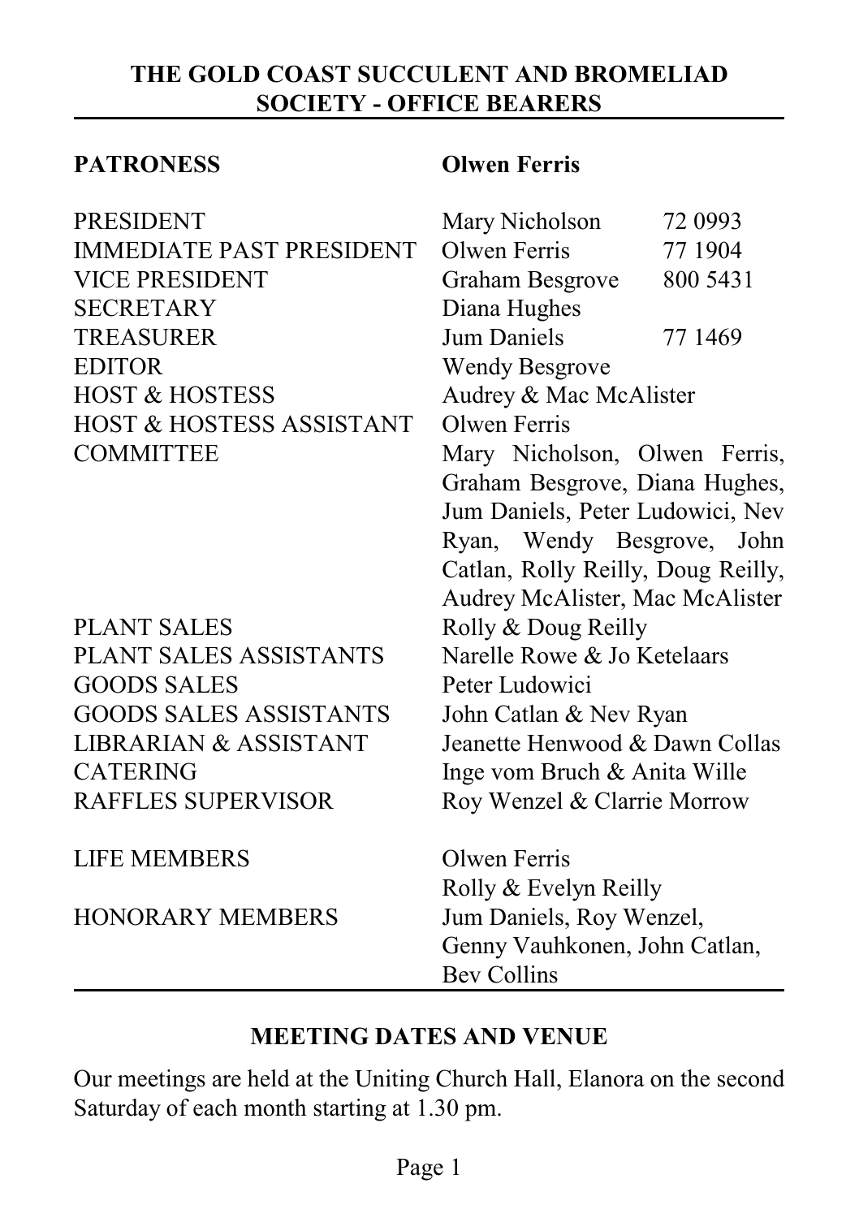# THE GOLD COAST SUCCULENT AND BROMELIAD SOCIETY - OFFICE BEARERS

| | | |
|---|---|---|
| **PATRONESS** | **Olwen Ferris** | |
| PRESIDENT | Mary Nicholson | 72 0993 |
| IMMEDIATE PAST PRESIDENT | Olwen Ferris | 77 1904 |
| VICE PRESIDENT | Graham Besgrove | 800 5431 |
| SECRETARY | Diana Hughes | |
| TREASURER | Jum Daniels | 77 1469 |
| EDITOR | Wendy Besgrove | |
| HOST & HOSTESS | Audrey & Mac McAlister | |
| HOST & HOSTESS ASSISTANT | Olwen Ferris | |
| COMMITTEE | Mary Nicholson, Olwen Ferris, Graham Besgrove, Diana Hughes, Jum Daniels, Peter Ludowici, Nev Ryan, Wendy Besgrove, John Catlan, Rolly Reilly, Doug Reilly, Audrey McAlister, Mac McAlister | |
| PLANT SALES | Rolly & Doug Reilly | |
| PLANT SALES ASSISTANTS | Narelle Rowe & Jo Ketelaars | |
| GOODS SALES | Peter Ludowici | |
| GOODS SALES ASSISTANTS | John Catlan & Nev Ryan | |
| LIBRARIAN & ASSISTANT | Jeanette Henwood & Dawn Collas | |
| CATERING | Inge vom Bruch & Anita Wille | |
| RAFFLES SUPERVISOR | Roy Wenzel & Clarrie Morrow | |
| LIFE MEMBERS | Olwen Ferris<br>Rolly & Evelyn Reilly | |
| HONORARY MEMBERS | Jum Daniels, Roy Wenzel, Genny Vauhkonen, John Catlan, Bev Collins | |

## MEETING DATES AND VENUE

Our meetings are held at the Uniting Church Hall, Elanora on the second Saturday of each month starting at 1.30 pm.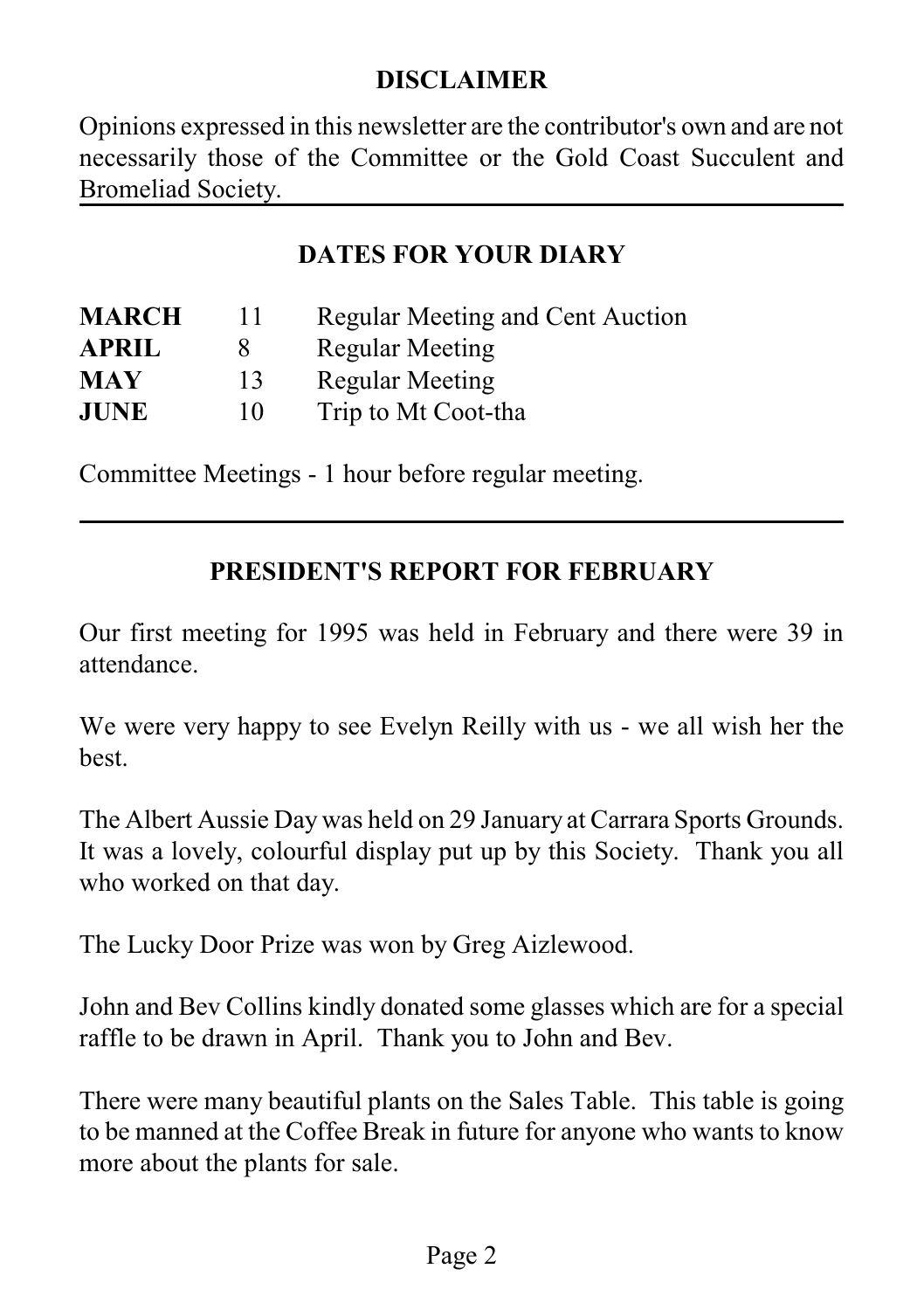## DISCLAIMER

Opinions expressed in this newsletter are the contributor's own and are not necessarily those of the Committee or the Gold Coast Succulent and Bromeliad Society.

---

## DATES FOR YOUR DIARY

| | | |
|---|---|---|
| **MARCH** | 11 | Regular Meeting and Cent Auction |
| **APRIL** | 8 | Regular Meeting |
| **MAY** | 13 | Regular Meeting |
| **JUNE** | 10 | Trip to Mt Coot-tha |

Committee Meetings - 1 hour before regular meeting.

---

## PRESIDENT'S REPORT FOR FEBRUARY

Our first meeting for 1995 was held in February and there were 39 in attendance.

We were very happy to see Evelyn Reilly with us - we all wish her the best.

The Albert Aussie Day was held on 29 January at Carrara Sports Grounds. It was a lovely, colourful display put up by this Society. Thank you all who worked on that day.

The Lucky Door Prize was won by Greg Aizlewood.

John and Bev Collins kindly donated some glasses which are for a special raffle to be drawn in April. Thank you to John and Bev.

There were many beautiful plants on the Sales Table. This table is going to be manned at the Coffee Break in future for anyone who wants to know more about the plants for sale.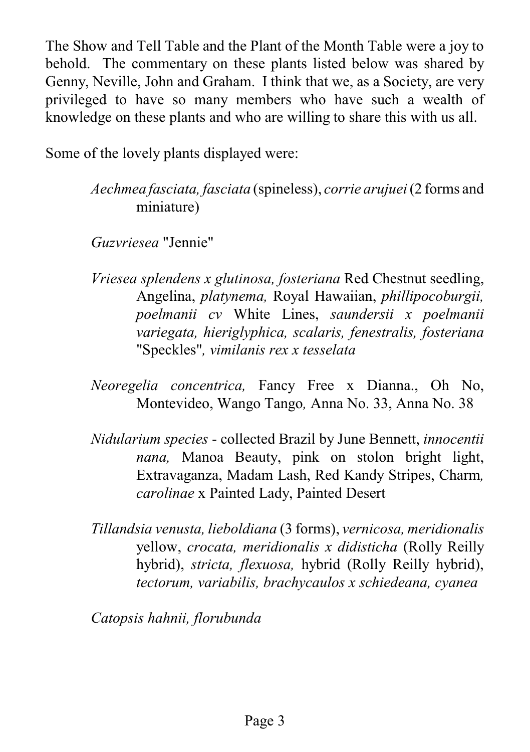The Show and Tell Table and the Plant of the Month Table were a joy to behold. The commentary on these plants listed below was shared by Genny, Neville, John and Graham. I think that we, as a Society, are very privileged to have so many members who have such a wealth of knowledge on these plants and who are willing to share this with us all.

Some of the lovely plants displayed were:

*Aechmea fasciata, fasciata* (spineless), *corrie arujuei* (2 forms and miniature)

*Guzvriesea* "Jennie"

*Vriesea splendens x glutinosa, fosteriana* Red Chestnut seedling, Angelina, *platynema,* Royal Hawaiian, *phillipocoburgii, poelmanii cv* White Lines, *saundersii x poelmanii variegata, hieriglyphica, scalaris, fenestralis, fosteriana* "Speckles"*, vimilanis rex x tesselata*

*Neoregelia concentrica,* Fancy Free x Dianna., Oh No, Montevideo, Wango Tango*,* Anna No. 33, Anna No. 38

*Nidularium species* - collected Brazil by June Bennett, *innocentii nana,* Manoa Beauty, pink on stolon bright light, Extravaganza, Madam Lash, Red Kandy Stripes, Charm*, carolinae* x Painted Lady, Painted Desert

*Tillandsia venusta, lieboldiana* (3 forms), *vernicosa, meridionalis* yellow, *crocata, meridionalis x didisticha* (Rolly Reilly hybrid), *stricta, flexuosa,* hybrid (Rolly Reilly hybrid), *tectorum, variabilis, brachycaulos x schiedeana, cyanea*

*Catopsis hahnii, florubunda*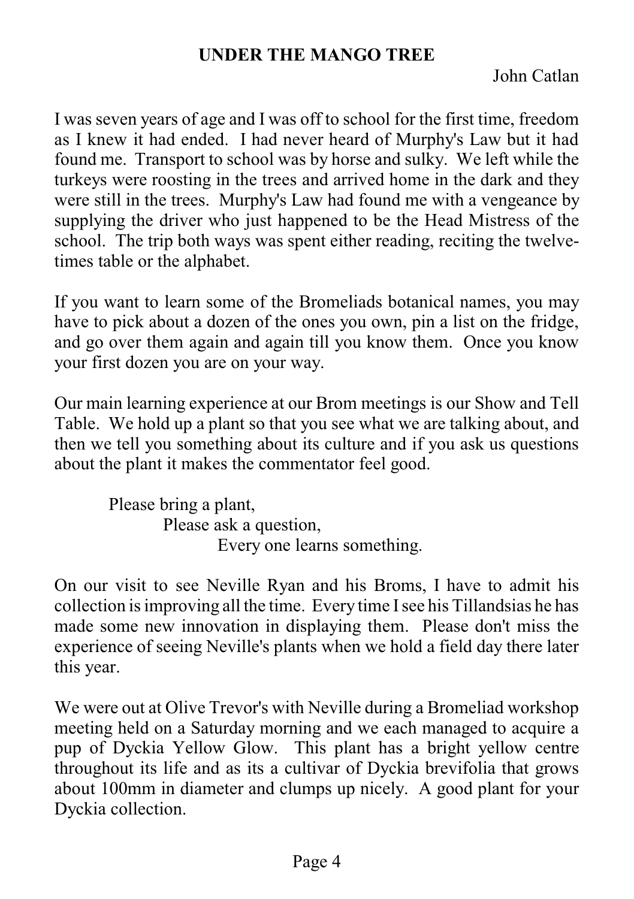## UNDER THE MANGO TREE

John Catlan

I was seven years of age and I was off to school for the first time, freedom as I knew it had ended. I had never heard of Murphy's Law but it had found me. Transport to school was by horse and sulky. We left while the turkeys were roosting in the trees and arrived home in the dark and they were still in the trees. Murphy's Law had found me with a vengeance by supplying the driver who just happened to be the Head Mistress of the school. The trip both ways was spent either reading, reciting the twelve-times table or the alphabet.

If you want to learn some of the Bromeliads botanical names, you may have to pick about a dozen of the ones you own, pin a list on the fridge, and go over them again and again till you know them. Once you know your first dozen you are on your way.

Our main learning experience at our Brom meetings is our Show and Tell Table. We hold up a plant so that you see what we are talking about, and then we tell you something about its culture and if you ask us questions about the plant it makes the commentator feel good.

Please bring a plant,
Please ask a question,
Every one learns something.

On our visit to see Neville Ryan and his Broms, I have to admit his collection is improving all the time. Every time I see his Tillandsias he has made some new innovation in displaying them. Please don't miss the experience of seeing Neville's plants when we hold a field day there later this year.

We were out at Olive Trevor's with Neville during a Bromeliad workshop meeting held on a Saturday morning and we each managed to acquire a pup of Dyckia Yellow Glow. This plant has a bright yellow centre throughout its life and as its a cultivar of Dyckia brevifolia that grows about 100mm in diameter and clumps up nicely. A good plant for your Dyckia collection.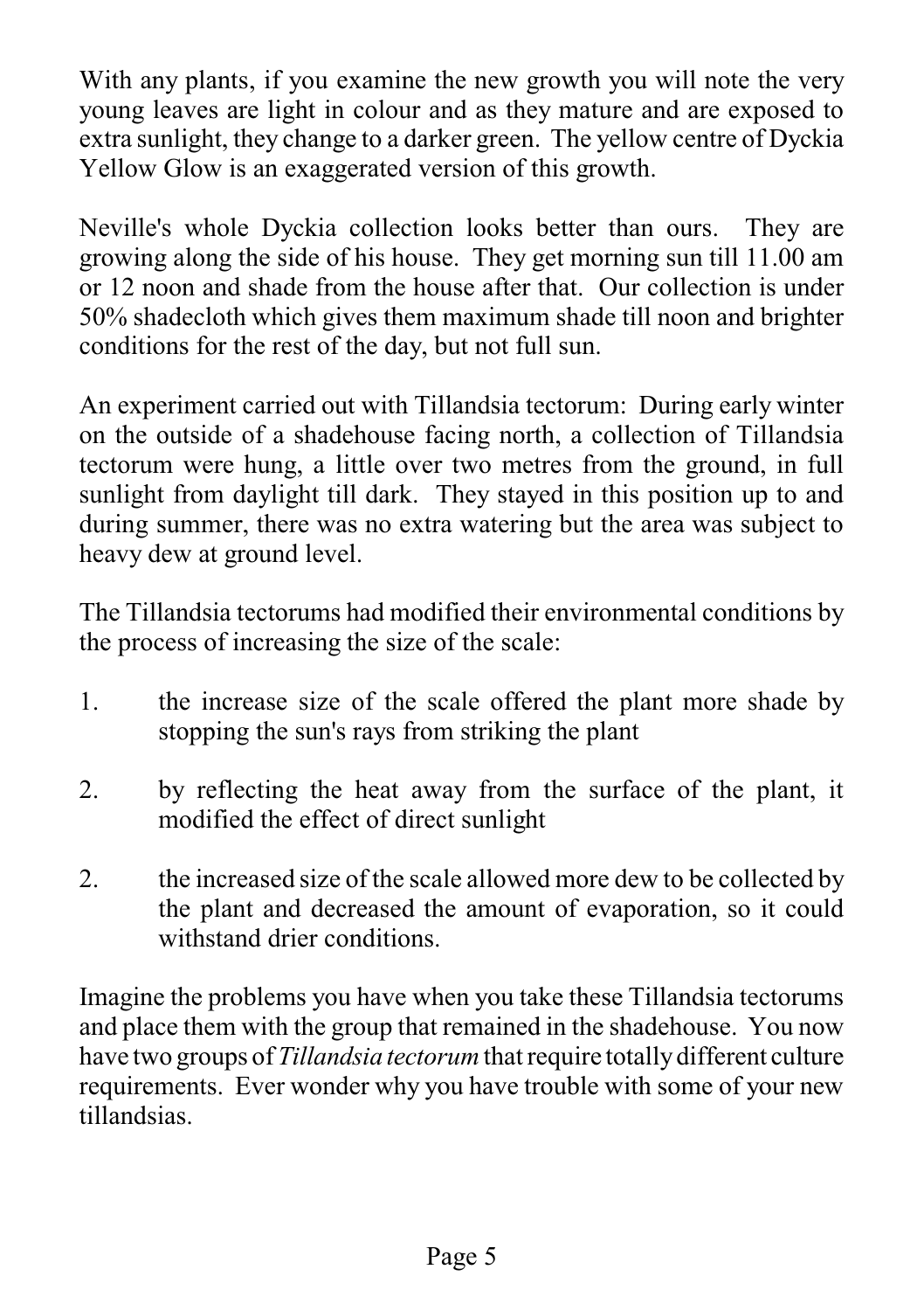With any plants, if you examine the new growth you will note the very young leaves are light in colour and as they mature and are exposed to extra sunlight, they change to a darker green. The yellow centre of Dyckia Yellow Glow is an exaggerated version of this growth.

Neville's whole Dyckia collection looks better than ours. They are growing along the side of his house. They get morning sun till 11.00 am or 12 noon and shade from the house after that. Our collection is under 50% shadecloth which gives them maximum shade till noon and brighter conditions for the rest of the day, but not full sun.

An experiment carried out with Tillandsia tectorum: During early winter on the outside of a shadehouse facing north, a collection of Tillandsia tectorum were hung, a little over two metres from the ground, in full sunlight from daylight till dark. They stayed in this position up to and during summer, there was no extra watering but the area was subject to heavy dew at ground level.

The Tillandsia tectorums had modified their environmental conditions by the process of increasing the size of the scale:

1. the increase size of the scale offered the plant more shade by stopping the sun's rays from striking the plant

2. by reflecting the heat away from the surface of the plant, it modified the effect of direct sunlight

2. the increased size of the scale allowed more dew to be collected by the plant and decreased the amount of evaporation, so it could withstand drier conditions.

Imagine the problems you have when you take these Tillandsia tectorums and place them with the group that remained in the shadehouse. You now have two groups of *Tillandsia tectorum* that require totally different culture requirements. Ever wonder why you have trouble with some of your new tillandsias.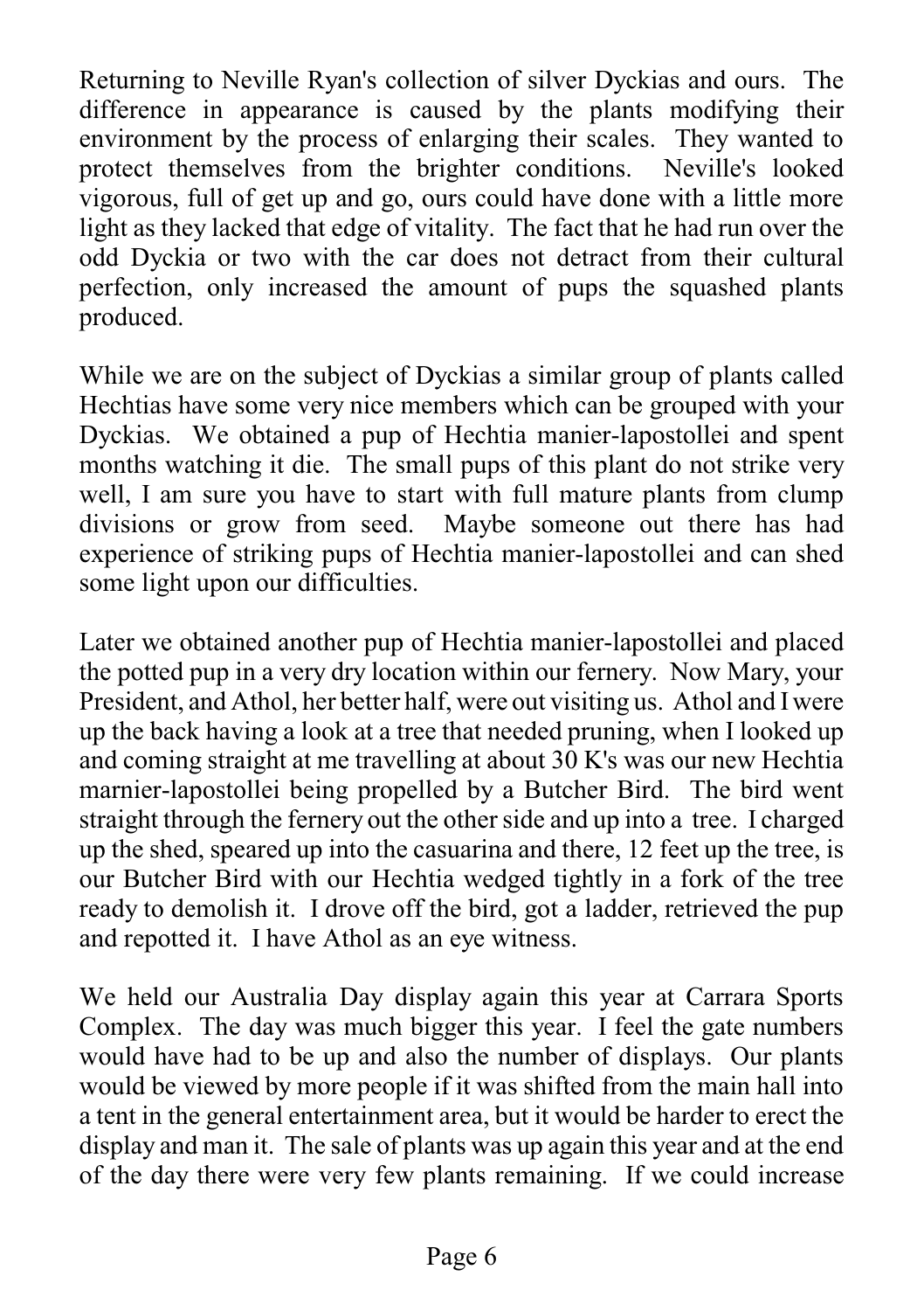Returning to Neville Ryan's collection of silver Dyckias and ours. The difference in appearance is caused by the plants modifying their environment by the process of enlarging their scales. They wanted to protect themselves from the brighter conditions. Neville's looked vigorous, full of get up and go, ours could have done with a little more light as they lacked that edge of vitality. The fact that he had run over the odd Dyckia or two with the car does not detract from their cultural perfection, only increased the amount of pups the squashed plants produced.

While we are on the subject of Dyckias a similar group of plants called Hechtias have some very nice members which can be grouped with your Dyckias. We obtained a pup of Hechtia manier-lapostollei and spent months watching it die. The small pups of this plant do not strike very well, I am sure you have to start with full mature plants from clump divisions or grow from seed. Maybe someone out there has had experience of striking pups of Hechtia manier-lapostollei and can shed some light upon our difficulties.

Later we obtained another pup of Hechtia manier-lapostollei and placed the potted pup in a very dry location within our fernery. Now Mary, your President, and Athol, her better half, were out visiting us. Athol and I were up the back having a look at a tree that needed pruning, when I looked up and coming straight at me travelling at about 30 K's was our new Hechtia marnier-lapostollei being propelled by a Butcher Bird. The bird went straight through the fernery out the other side and up into a tree. I charged up the shed, speared up into the casuarina and there, 12 feet up the tree, is our Butcher Bird with our Hechtia wedged tightly in a fork of the tree ready to demolish it. I drove off the bird, got a ladder, retrieved the pup and repotted it. I have Athol as an eye witness.

We held our Australia Day display again this year at Carrara Sports Complex. The day was much bigger this year. I feel the gate numbers would have had to be up and also the number of displays. Our plants would be viewed by more people if it was shifted from the main hall into a tent in the general entertainment area, but it would be harder to erect the display and man it. The sale of plants was up again this year and at the end of the day there were very few plants remaining. If we could increase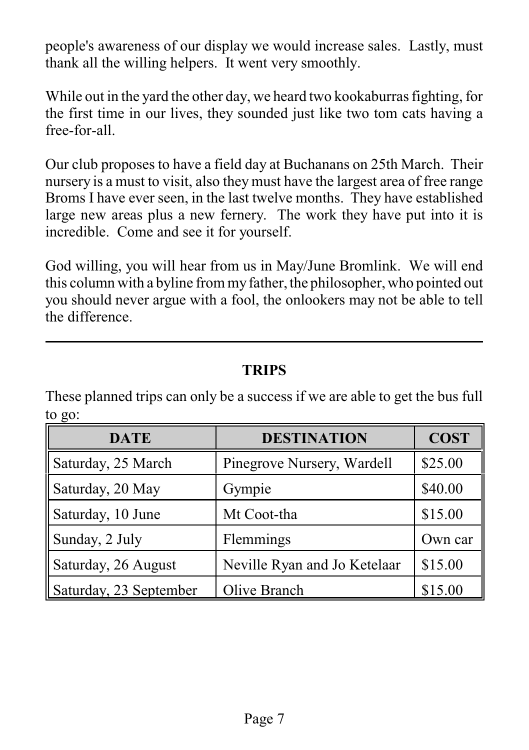people's awareness of our display we would increase sales. Lastly, must thank all the willing helpers. It went very smoothly.

While out in the yard the other day, we heard two kookaburras fighting, for the first time in our lives, they sounded just like two tom cats having a free-for-all.

Our club proposes to have a field day at Buchanans on 25th March. Their nursery is a must to visit, also they must have the largest area of free range Broms I have ever seen, in the last twelve months. They have established large new areas plus a new fernery. The work they have put into it is incredible. Come and see it for yourself.

God willing, you will hear from us in May/June Bromlink. We will end this column with a byline from my father, the philosopher, who pointed out you should never argue with a fool, the onlookers may not be able to tell the difference.

---

## TRIPS

These planned trips can only be a success if we are able to get the bus full to go:

| DATE | DESTINATION | COST |
|---|---|---|
| Saturday, 25 March | Pinegrove Nursery, Wardell | $25.00 |
| Saturday, 20 May | Gympie | $40.00 |
| Saturday, 10 June | Mt Coot-tha | $15.00 |
| Sunday, 2 July | Flemmings | Own car |
| Saturday, 26 August | Neville Ryan and Jo Ketelaar | $15.00 |
| Saturday, 23 September | Olive Branch | $15.00 |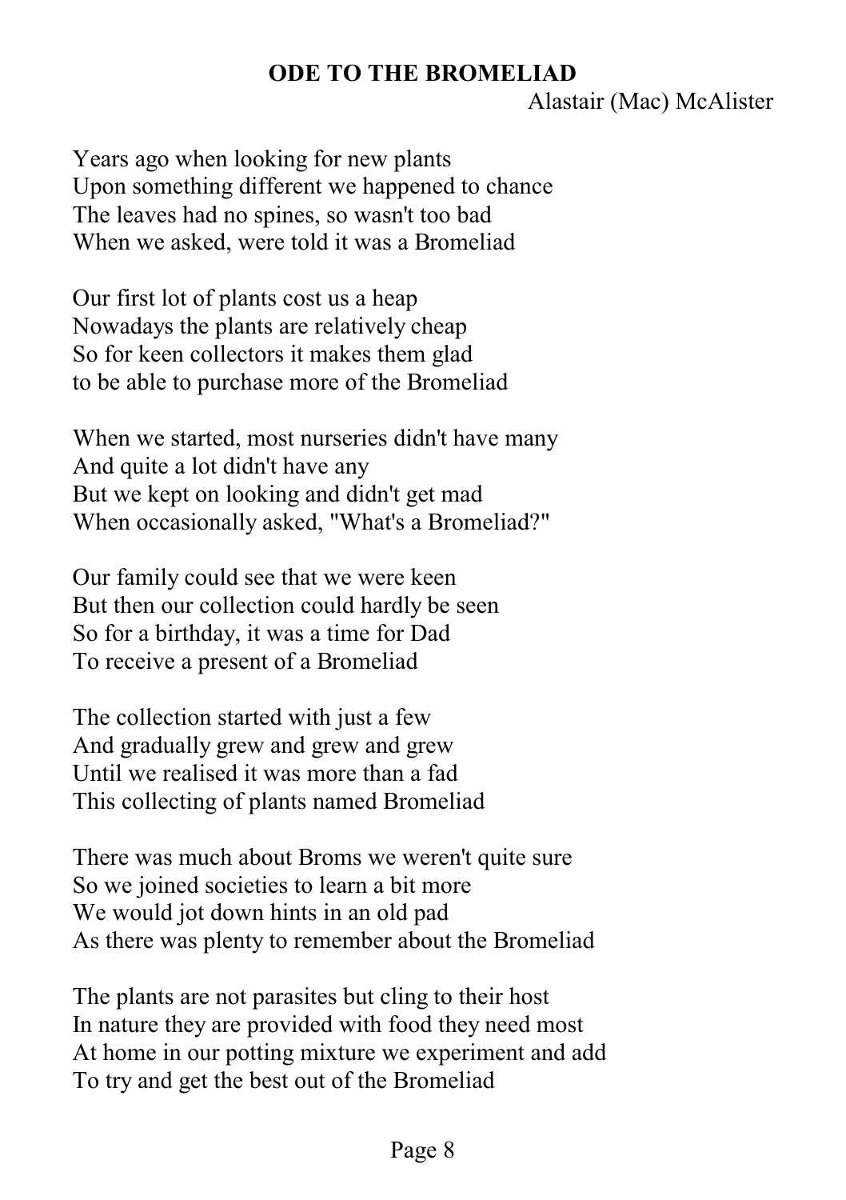# ODE TO THE BROMELIAD

Alastair (Mac) McAlister

Years ago when looking for new plants  
Upon something different we happened to chance  
The leaves had no spines, so wasn't too bad  
When we asked, were told it was a Bromeliad

Our first lot of plants cost us a heap  
Nowadays the plants are relatively cheap  
So for keen collectors it makes them glad  
to be able to purchase more of the Bromeliad

When we started, most nurseries didn't have many  
And quite a lot didn't have any  
But we kept on looking and didn't get mad  
When occasionally asked, "What's a Bromeliad?"

Our family could see that we were keen  
But then our collection could hardly be seen  
So for a birthday, it was a time for Dad  
To receive a present of a Bromeliad

The collection started with just a few  
And gradually grew and grew and grew  
Until we realised it was more than a fad  
This collecting of plants named Bromeliad

There was much about Broms we weren't quite sure  
So we joined societies to learn a bit more  
We would jot down hints in an old pad  
As there was plenty to remember about the Bromeliad

The plants are not parasites but cling to their host  
In nature they are provided with food they need most  
At home in our potting mixture we experiment and add  
To try and get the best out of the Bromeliad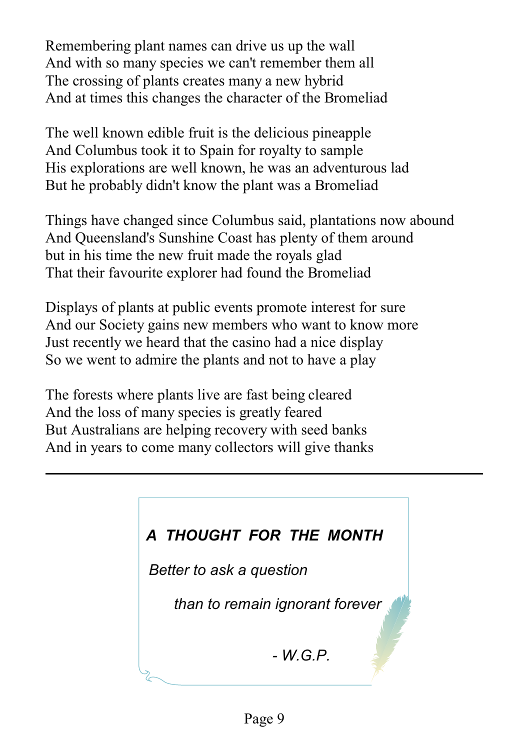Remembering plant names can drive us up the wall
And with so many species we can't remember them all
The crossing of plants creates many a new hybrid
And at times this changes the character of the Bromeliad

The well known edible fruit is the delicious pineapple
And Columbus took it to Spain for royalty to sample
His explorations are well known, he was an adventurous lad
But he probably didn't know the plant was a Bromeliad

Things have changed since Columbus said, plantations now abound
And Queensland's Sunshine Coast has plenty of them around
but in his time the new fruit made the royals glad
That their favourite explorer had found the Bromeliad

Displays of plants at public events promote interest for sure
And our Society gains new members who want to know more
Just recently we heard that the casino had a nice display
So we went to admire the plants and not to have a play

The forests where plants live are fast being cleared
And the loss of many species is greatly feared
But Australians are helping recovery with seed banks
And in years to come many collectors will give thanks

---

***A THOUGHT FOR THE MONTH***

*Better to ask a question*

*than to remain ignorant forever*

*- W.G.P.*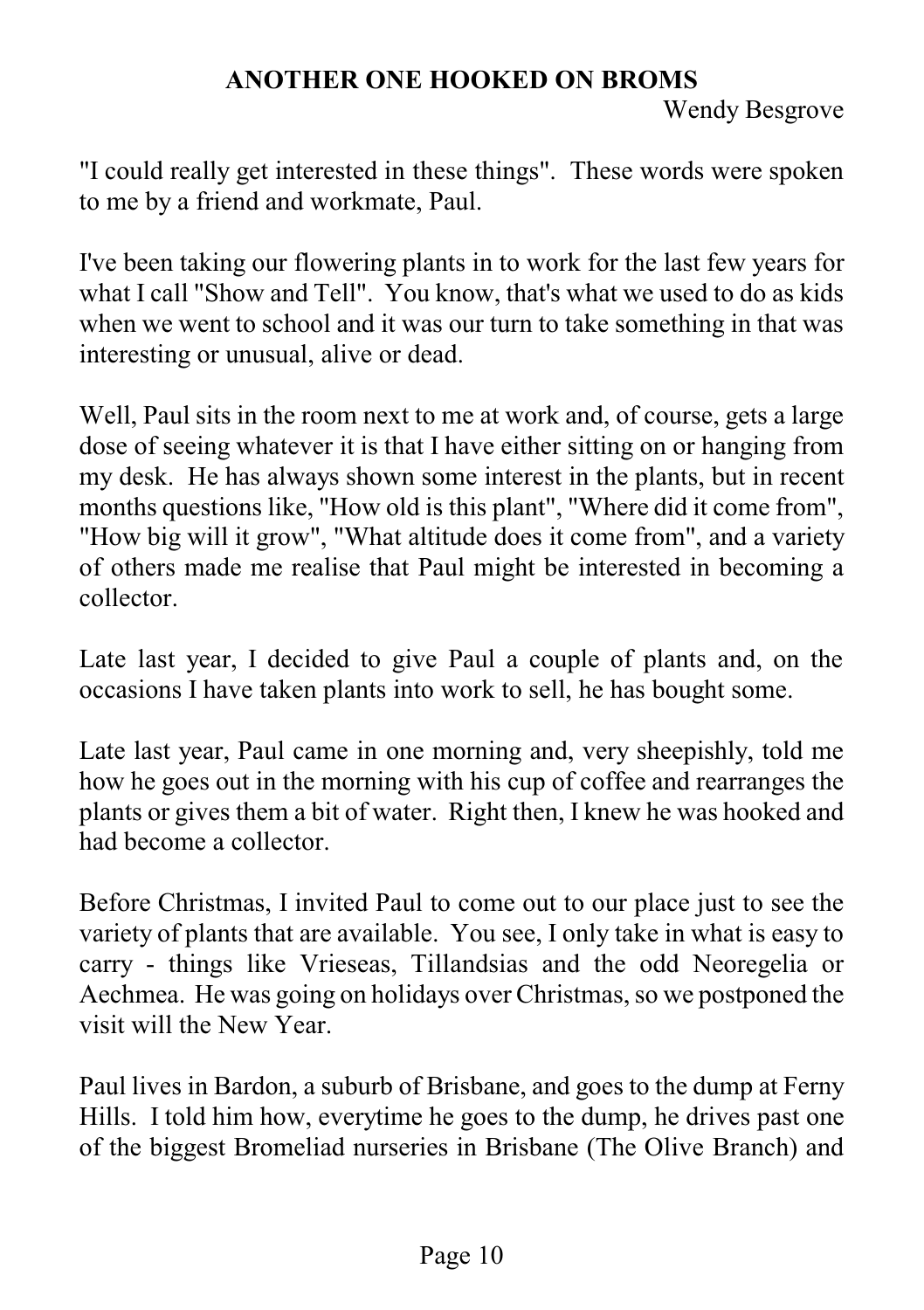## ANOTHER ONE HOOKED ON BROMS

Wendy Besgrove

"I could really get interested in these things". These words were spoken to me by a friend and workmate, Paul.

I've been taking our flowering plants in to work for the last few years for what I call "Show and Tell". You know, that's what we used to do as kids when we went to school and it was our turn to take something in that was interesting or unusual, alive or dead.

Well, Paul sits in the room next to me at work and, of course, gets a large dose of seeing whatever it is that I have either sitting on or hanging from my desk. He has always shown some interest in the plants, but in recent months questions like, "How old is this plant", "Where did it come from", "How big will it grow", "What altitude does it come from", and a variety of others made me realise that Paul might be interested in becoming a collector.

Late last year, I decided to give Paul a couple of plants and, on the occasions I have taken plants into work to sell, he has bought some.

Late last year, Paul came in one morning and, very sheepishly, told me how he goes out in the morning with his cup of coffee and rearranges the plants or gives them a bit of water. Right then, I knew he was hooked and had become a collector.

Before Christmas, I invited Paul to come out to our place just to see the variety of plants that are available. You see, I only take in what is easy to carry - things like Vrieseas, Tillandsias and the odd Neoregelia or Aechmea. He was going on holidays over Christmas, so we postponed the visit will the New Year.

Paul lives in Bardon, a suburb of Brisbane, and goes to the dump at Ferny Hills. I told him how, everytime he goes to the dump, he drives past one of the biggest Bromeliad nurseries in Brisbane (The Olive Branch) and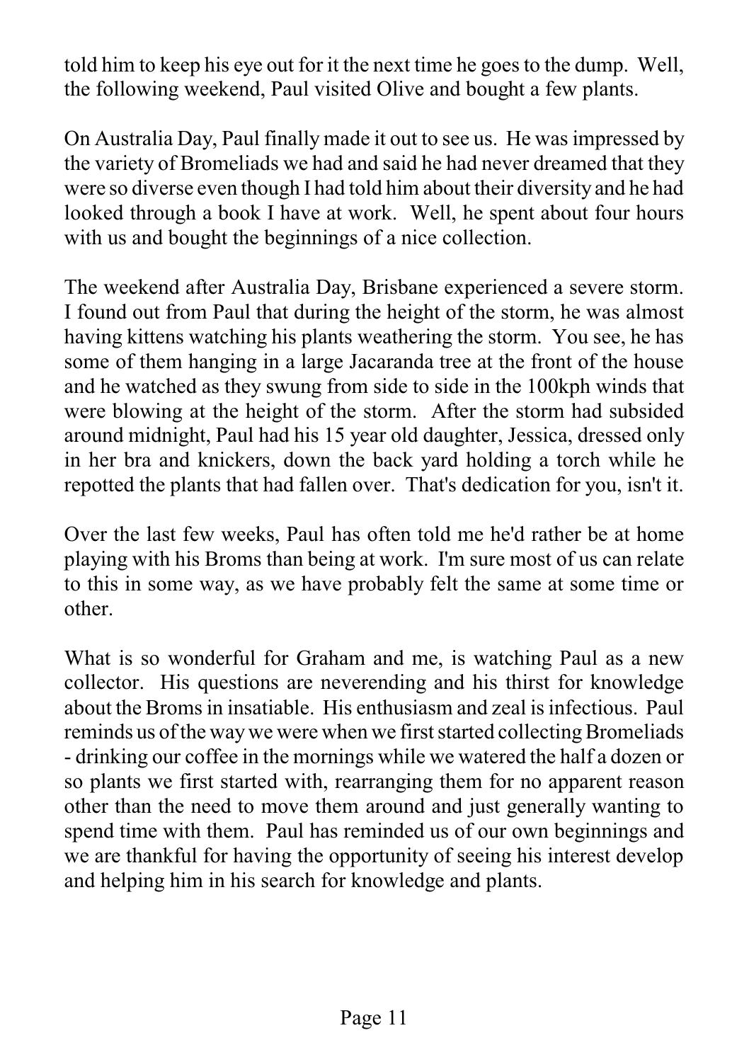told him to keep his eye out for it the next time he goes to the dump. Well, the following weekend, Paul visited Olive and bought a few plants.

On Australia Day, Paul finally made it out to see us. He was impressed by the variety of Bromeliads we had and said he had never dreamed that they were so diverse even though I had told him about their diversity and he had looked through a book I have at work. Well, he spent about four hours with us and bought the beginnings of a nice collection.

The weekend after Australia Day, Brisbane experienced a severe storm. I found out from Paul that during the height of the storm, he was almost having kittens watching his plants weathering the storm. You see, he has some of them hanging in a large Jacaranda tree at the front of the house and he watched as they swung from side to side in the 100kph winds that were blowing at the height of the storm. After the storm had subsided around midnight, Paul had his 15 year old daughter, Jessica, dressed only in her bra and knickers, down the back yard holding a torch while he repotted the plants that had fallen over. That's dedication for you, isn't it.

Over the last few weeks, Paul has often told me he'd rather be at home playing with his Broms than being at work. I'm sure most of us can relate to this in some way, as we have probably felt the same at some time or other.

What is so wonderful for Graham and me, is watching Paul as a new collector. His questions are neverending and his thirst for knowledge about the Broms in insatiable. His enthusiasm and zeal is infectious. Paul reminds us of the way we were when we first started collecting Bromeliads - drinking our coffee in the mornings while we watered the half a dozen or so plants we first started with, rearranging them for no apparent reason other than the need to move them around and just generally wanting to spend time with them. Paul has reminded us of our own beginnings and we are thankful for having the opportunity of seeing his interest develop and helping him in his search for knowledge and plants.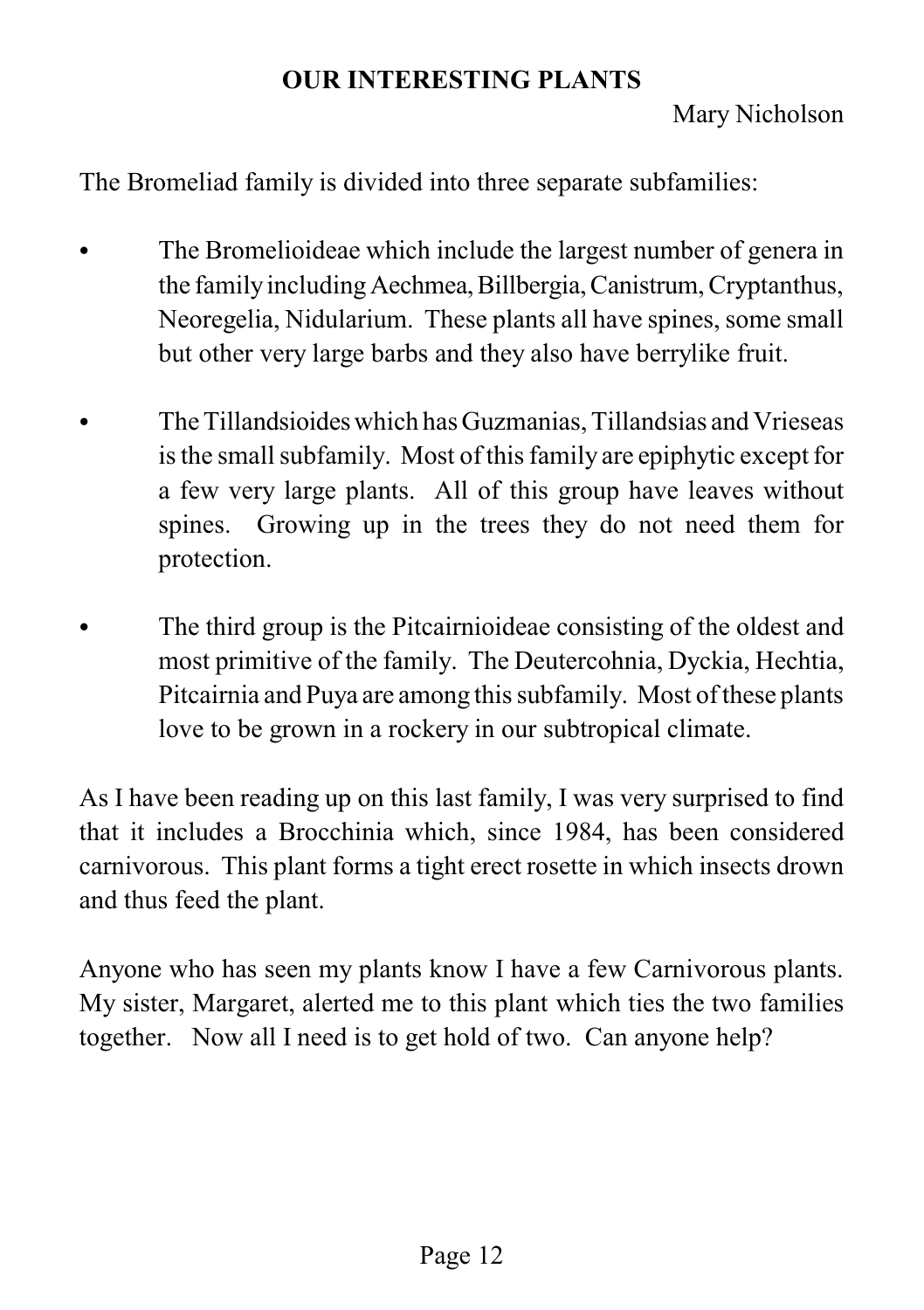## OUR INTERESTING PLANTS

Mary Nicholson

The Bromeliad family is divided into three separate subfamilies:

- The Bromelioideae which include the largest number of genera in the family including Aechmea, Billbergia, Canistrum, Cryptanthus, Neoregelia, Nidularium. These plants all have spines, some small but other very large barbs and they also have berrylike fruit.

- The Tillandsioides which has Guzmanias, Tillandsias and Vrieseas is the small subfamily. Most of this family are epiphytic except for a few very large plants. All of this group have leaves without spines. Growing up in the trees they do not need them for protection.

- The third group is the Pitcairnioideae consisting of the oldest and most primitive of the family. The Deutercohnia, Dyckia, Hechtia, Pitcairnia and Puya are among this subfamily. Most of these plants love to be grown in a rockery in our subtropical climate.

As I have been reading up on this last family, I was very surprised to find that it includes a Brocchinia which, since 1984, has been considered carnivorous. This plant forms a tight erect rosette in which insects drown and thus feed the plant.

Anyone who has seen my plants know I have a few Carnivorous plants. My sister, Margaret, alerted me to this plant which ties the two families together. Now all I need is to get hold of two. Can anyone help?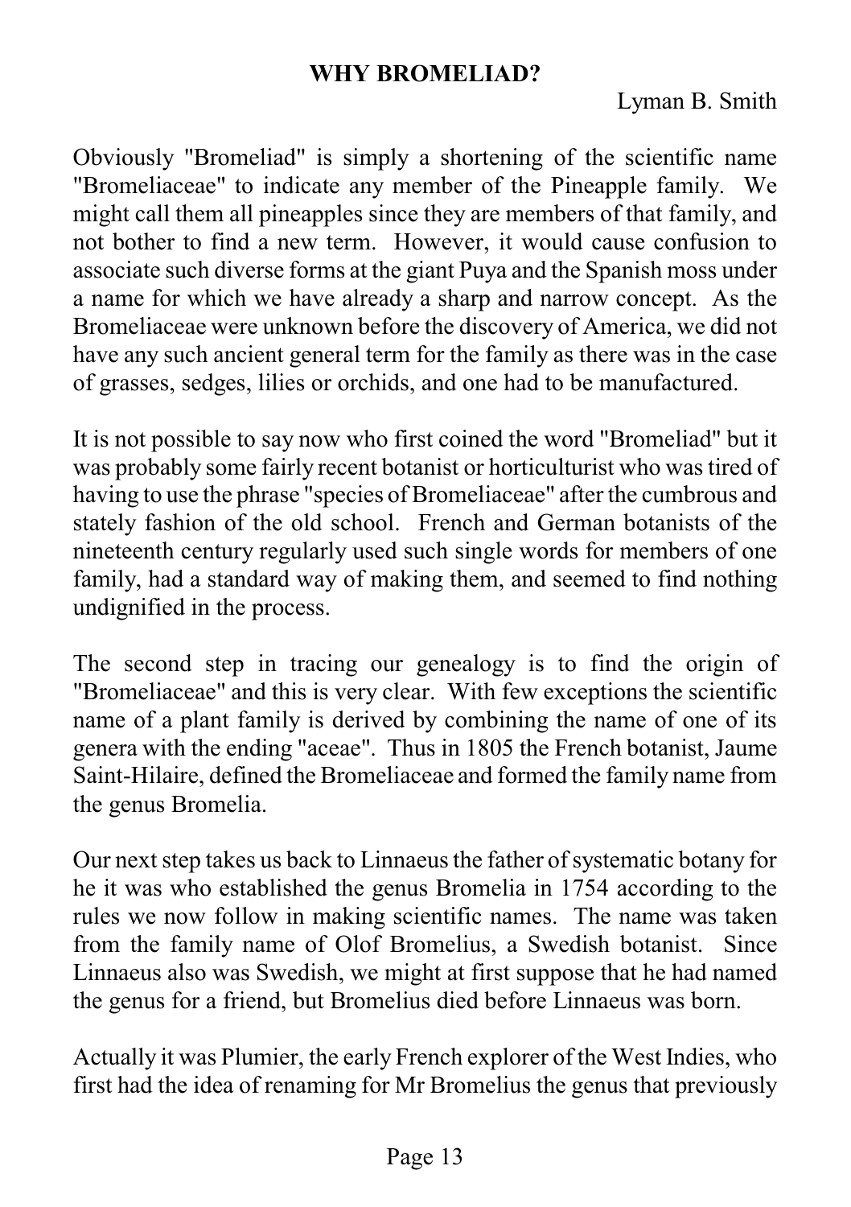## WHY BROMELIAD?

Lyman B. Smith

Obviously "Bromeliad" is simply a shortening of the scientific name "Bromeliaceae" to indicate any member of the Pineapple family. We might call them all pineapples since they are members of that family, and not bother to find a new term. However, it would cause confusion to associate such diverse forms at the giant Puya and the Spanish moss under a name for which we have already a sharp and narrow concept. As the Bromeliaceae were unknown before the discovery of America, we did not have any such ancient general term for the family as there was in the case of grasses, sedges, lilies or orchids, and one had to be manufactured.

It is not possible to say now who first coined the word "Bromeliad" but it was probably some fairly recent botanist or horticulturist who was tired of having to use the phrase "species of Bromeliaceae" after the cumbrous and stately fashion of the old school. French and German botanists of the nineteenth century regularly used such single words for members of one family, had a standard way of making them, and seemed to find nothing undignified in the process.

The second step in tracing our genealogy is to find the origin of "Bromeliaceae" and this is very clear. With few exceptions the scientific name of a plant family is derived by combining the name of one of its genera with the ending "aceae". Thus in 1805 the French botanist, Jaume Saint-Hilaire, defined the Bromeliaceae and formed the family name from the genus Bromelia.

Our next step takes us back to Linnaeus the father of systematic botany for he it was who established the genus Bromelia in 1754 according to the rules we now follow in making scientific names. The name was taken from the family name of Olof Bromelius, a Swedish botanist. Since Linnaeus also was Swedish, we might at first suppose that he had named the genus for a friend, but Bromelius died before Linnaeus was born.

Actually it was Plumier, the early French explorer of the West Indies, who first had the idea of renaming for Mr Bromelius the genus that previously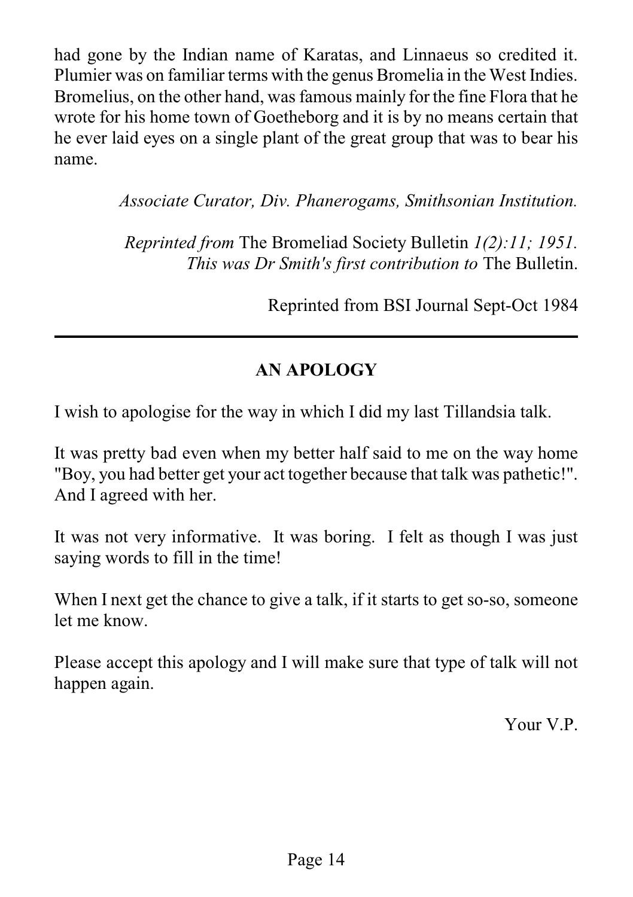had gone by the Indian name of Karatas, and Linnaeus so credited it. Plumier was on familiar terms with the genus Bromelia in the West Indies. Bromelius, on the other hand, was famous mainly for the fine Flora that he wrote for his home town of Goetheborg and it is by no means certain that he ever laid eyes on a single plant of the great group that was to bear his name.

*Associate Curator, Div. Phanerogams, Smithsonian Institution.*

*Reprinted from* The Bromeliad Society Bulletin *1(2):11; 1951. This was Dr Smith's first contribution to* The Bulletin.

Reprinted from BSI Journal Sept-Oct 1984

---

## AN APOLOGY

I wish to apologise for the way in which I did my last Tillandsia talk.

It was pretty bad even when my better half said to me on the way home "Boy, you had better get your act together because that talk was pathetic!". And I agreed with her.

It was not very informative. It was boring. I felt as though I was just saying words to fill in the time!

When I next get the chance to give a talk, if it starts to get so-so, someone let me know.

Please accept this apology and I will make sure that type of talk will not happen again.

Your V.P.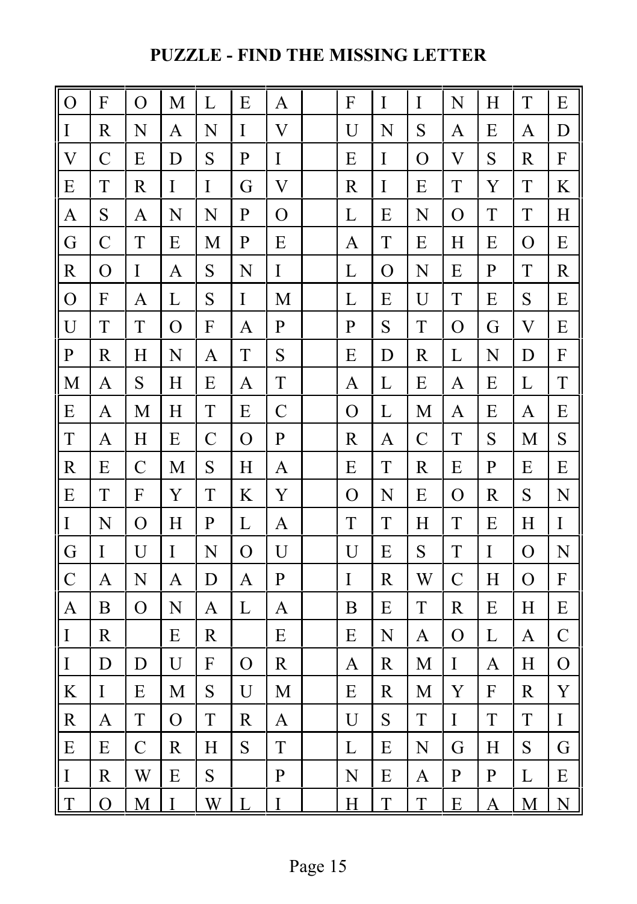# PUZZLE - FIND THE MISSING LETTER

| | | | | | | | | | | | | | | |
|---|---|---|---|---|---|---|---|---|---|---|---|---|---|---|
| O | F | O | M | L | E | A | | F | I | I | N | H | T | E |
| I | R | N | A | N | I | V | | U | N | S | A | E | A | D |
| V | C | E | D | S | P | I | | E | I | O | V | S | R | F |
| E | T | R | I | I | G | V | | R | I | E | T | Y | T | K |
| A | S | A | N | N | P | O | | L | E | N | O | T | T | H |
| G | C | T | E | M | P | E | | A | T | E | H | E | O | E |
| R | O | I | A | S | N | I | | L | O | N | E | P | T | R |
| O | F | A | L | S | I | M | | L | E | U | T | E | S | E |
| U | T | T | O | F | A | P | | P | S | T | O | G | V | E |
| P | R | H | N | A | T | S | | E | D | R | L | N | D | F |
| M | A | S | H | E | A | T | | A | L | E | A | E | L | T |
| E | A | M | H | T | E | C | | O | L | M | A | E | A | E |
| T | A | H | E | C | O | P | | R | A | C | T | S | M | S |
| R | E | C | M | S | H | A | | E | T | R | E | P | E | E |
| E | T | F | Y | T | K | Y | | O | N | E | O | R | S | N |
| I | N | O | H | P | L | A | | T | T | H | T | E | H | I |
| G | I | U | I | N | O | U | | U | E | S | T | I | O | N |
| C | A | N | A | D | A | P | | I | R | W | C | H | O | F |
| A | B | O | N | A | L | A | | B | E | T | R | E | H | E |
| I | R | | E | R | | E | | E | N | A | O | L | A | C |
| I | D | D | U | F | O | R | | A | R | M | I | A | H | O |
| K | I | E | M | S | U | M | | E | R | M | Y | F | R | Y |
| R | A | T | O | T | R | A | | U | S | T | I | T | T | I |
| E | E | C | R | H | S | T | | L | E | N | G | H | S | G |
| I | R | W | E | S | | P | | N | E | A | P | P | L | E |
| T | O | M | I | W | L | I | | H | T | T | E | A | M | N |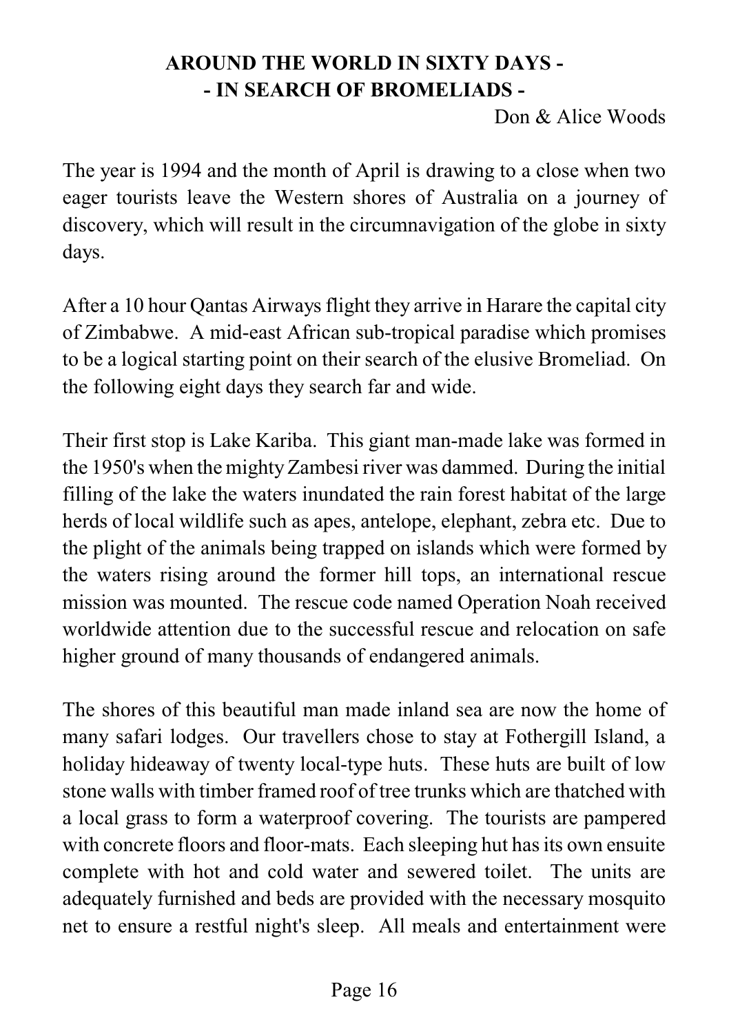# AROUND THE WORLD IN SIXTY DAYS -
# - IN SEARCH OF BROMELIADS -

Don & Alice Woods

The year is 1994 and the month of April is drawing to a close when two eager tourists leave the Western shores of Australia on a journey of discovery, which will result in the circumnavigation of the globe in sixty days.

After a 10 hour Qantas Airways flight they arrive in Harare the capital city of Zimbabwe. A mid-east African sub-tropical paradise which promises to be a logical starting point on their search of the elusive Bromeliad. On the following eight days they search far and wide.

Their first stop is Lake Kariba. This giant man-made lake was formed in the 1950's when the mighty Zambesi river was dammed. During the initial filling of the lake the waters inundated the rain forest habitat of the large herds of local wildlife such as apes, antelope, elephant, zebra etc. Due to the plight of the animals being trapped on islands which were formed by the waters rising around the former hill tops, an international rescue mission was mounted. The rescue code named Operation Noah received worldwide attention due to the successful rescue and relocation on safe higher ground of many thousands of endangered animals.

The shores of this beautiful man made inland sea are now the home of many safari lodges. Our travellers chose to stay at Fothergill Island, a holiday hideaway of twenty local-type huts. These huts are built of low stone walls with timber framed roof of tree trunks which are thatched with a local grass to form a waterproof covering. The tourists are pampered with concrete floors and floor-mats. Each sleeping hut has its own ensuite complete with hot and cold water and sewered toilet. The units are adequately furnished and beds are provided with the necessary mosquito net to ensure a restful night's sleep. All meals and entertainment were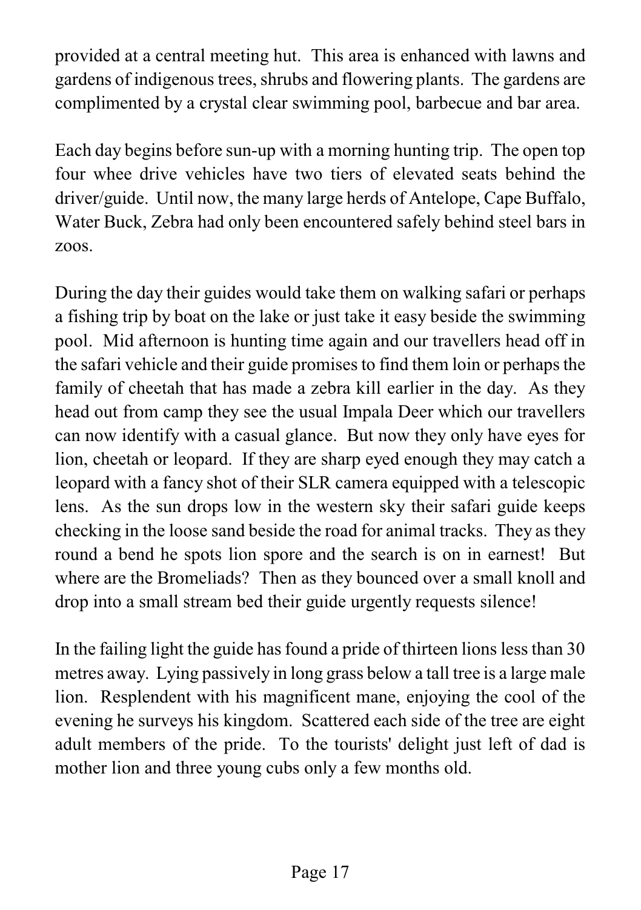provided at a central meeting hut. This area is enhanced with lawns and gardens of indigenous trees, shrubs and flowering plants. The gardens are complimented by a crystal clear swimming pool, barbecue and bar area.

Each day begins before sun-up with a morning hunting trip. The open top four whee drive vehicles have two tiers of elevated seats behind the driver/guide. Until now, the many large herds of Antelope, Cape Buffalo, Water Buck, Zebra had only been encountered safely behind steel bars in zoos.

During the day their guides would take them on walking safari or perhaps a fishing trip by boat on the lake or just take it easy beside the swimming pool. Mid afternoon is hunting time again and our travellers head off in the safari vehicle and their guide promises to find them loin or perhaps the family of cheetah that has made a zebra kill earlier in the day. As they head out from camp they see the usual Impala Deer which our travellers can now identify with a casual glance. But now they only have eyes for lion, cheetah or leopard. If they are sharp eyed enough they may catch a leopard with a fancy shot of their SLR camera equipped with a telescopic lens. As the sun drops low in the western sky their safari guide keeps checking in the loose sand beside the road for animal tracks. They as they round a bend he spots lion spore and the search is on in earnest! But where are the Bromeliads? Then as they bounced over a small knoll and drop into a small stream bed their guide urgently requests silence!

In the failing light the guide has found a pride of thirteen lions less than 30 metres away. Lying passively in long grass below a tall tree is a large male lion. Resplendent with his magnificent mane, enjoying the cool of the evening he surveys his kingdom. Scattered each side of the tree are eight adult members of the pride. To the tourists' delight just left of dad is mother lion and three young cubs only a few months old.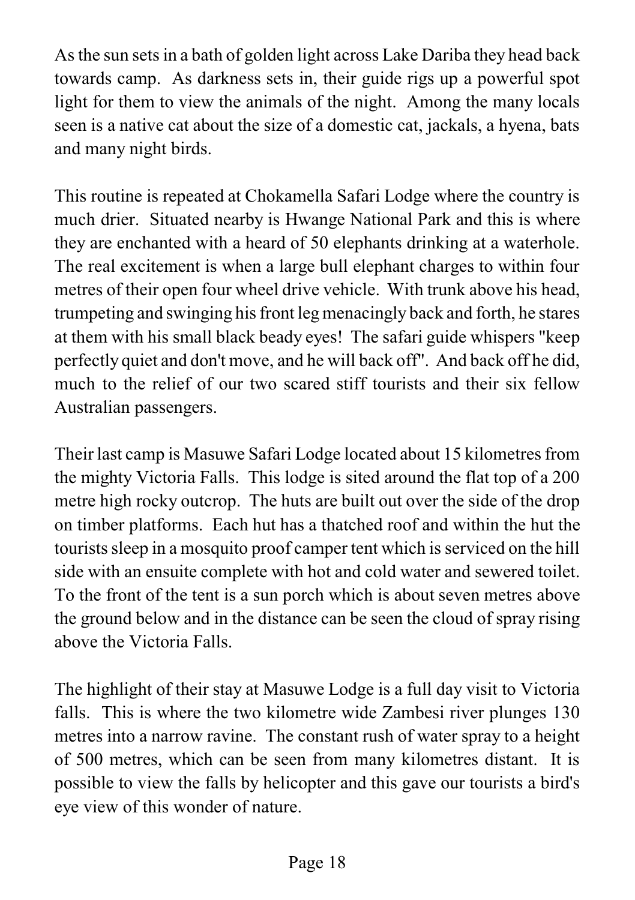As the sun sets in a bath of golden light across Lake Dariba they head back towards camp. As darkness sets in, their guide rigs up a powerful spot light for them to view the animals of the night. Among the many locals seen is a native cat about the size of a domestic cat, jackals, a hyena, bats and many night birds.

This routine is repeated at Chokamella Safari Lodge where the country is much drier. Situated nearby is Hwange National Park and this is where they are enchanted with a heard of 50 elephants drinking at a waterhole. The real excitement is when a large bull elephant charges to within four metres of their open four wheel drive vehicle. With trunk above his head, trumpeting and swinging his front leg menacingly back and forth, he stares at them with his small black beady eyes! The safari guide whispers "keep perfectly quiet and don't move, and he will back off". And back off he did, much to the relief of our two scared stiff tourists and their six fellow Australian passengers.

Their last camp is Masuwe Safari Lodge located about 15 kilometres from the mighty Victoria Falls. This lodge is sited around the flat top of a 200 metre high rocky outcrop. The huts are built out over the side of the drop on timber platforms. Each hut has a thatched roof and within the hut the tourists sleep in a mosquito proof camper tent which is serviced on the hill side with an ensuite complete with hot and cold water and sewered toilet. To the front of the tent is a sun porch which is about seven metres above the ground below and in the distance can be seen the cloud of spray rising above the Victoria Falls.

The highlight of their stay at Masuwe Lodge is a full day visit to Victoria falls. This is where the two kilometre wide Zambesi river plunges 130 metres into a narrow ravine. The constant rush of water spray to a height of 500 metres, which can be seen from many kilometres distant. It is possible to view the falls by helicopter and this gave our tourists a bird's eye view of this wonder of nature.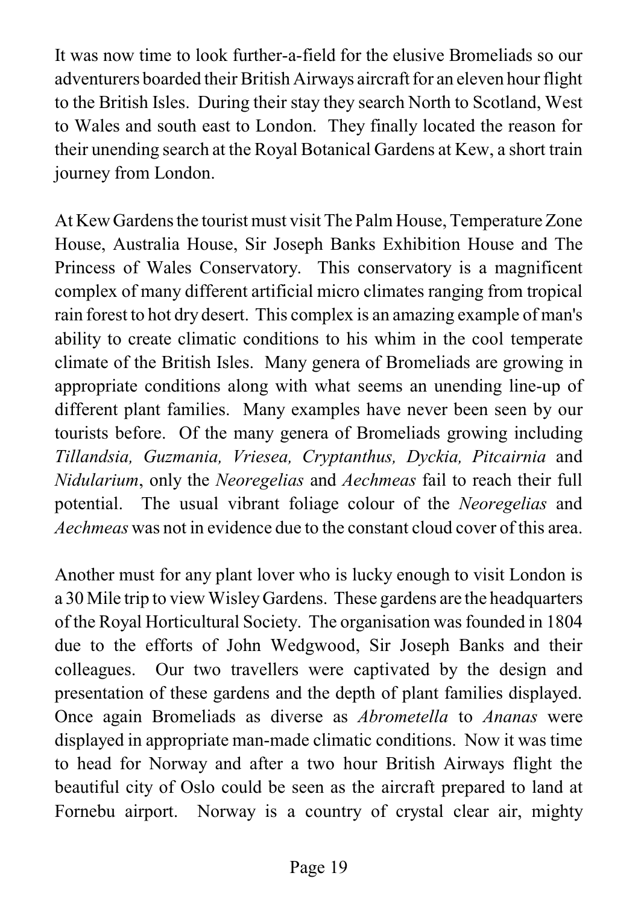It was now time to look further-a-field for the elusive Bromeliads so our adventurers boarded their British Airways aircraft for an eleven hour flight to the British Isles. During their stay they search North to Scotland, West to Wales and south east to London. They finally located the reason for their unending search at the Royal Botanical Gardens at Kew, a short train journey from London.

At Kew Gardens the tourist must visit The Palm House, Temperature Zone House, Australia House, Sir Joseph Banks Exhibition House and The Princess of Wales Conservatory. This conservatory is a magnificent complex of many different artificial micro climates ranging from tropical rain forest to hot dry desert. This complex is an amazing example of man's ability to create climatic conditions to his whim in the cool temperate climate of the British Isles. Many genera of Bromeliads are growing in appropriate conditions along with what seems an unending line-up of different plant families. Many examples have never been seen by our tourists before. Of the many genera of Bromeliads growing including *Tillandsia, Guzmania, Vriesea, Cryptanthus, Dyckia, Pitcairnia* and *Nidularium*, only the *Neoregelias* and *Aechmeas* fail to reach their full potential. The usual vibrant foliage colour of the *Neoregelias* and *Aechmeas* was not in evidence due to the constant cloud cover of this area.

Another must for any plant lover who is lucky enough to visit London is a 30 Mile trip to view Wisley Gardens. These gardens are the headquarters of the Royal Horticultural Society. The organisation was founded in 1804 due to the efforts of John Wedgwood, Sir Joseph Banks and their colleagues. Our two travellers were captivated by the design and presentation of these gardens and the depth of plant families displayed. Once again Bromeliads as diverse as *Abrometella* to *Ananas* were displayed in appropriate man-made climatic conditions. Now it was time to head for Norway and after a two hour British Airways flight the beautiful city of Oslo could be seen as the aircraft prepared to land at Fornebu airport. Norway is a country of crystal clear air, mighty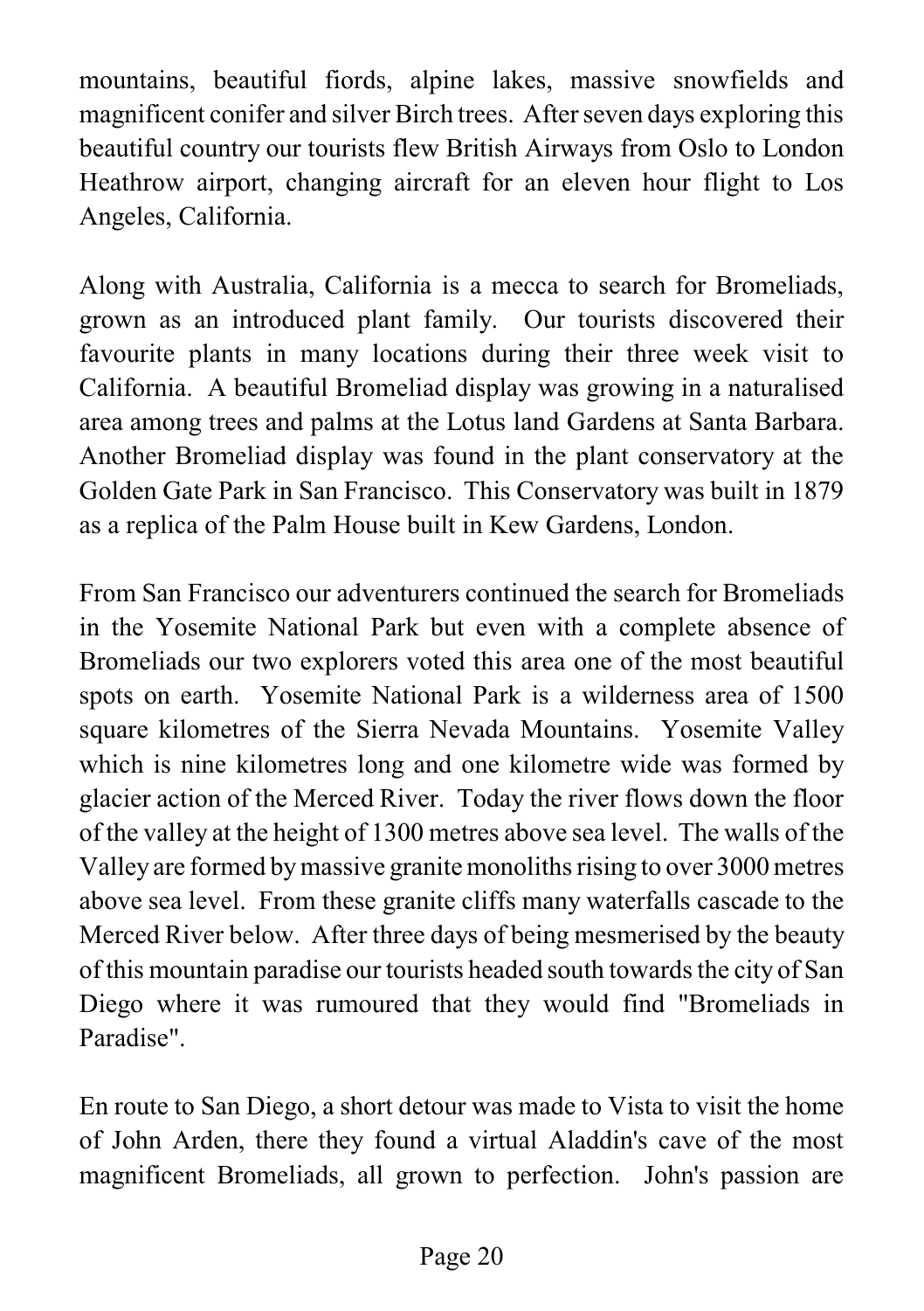mountains, beautiful fiords, alpine lakes, massive snowfields and magnificent conifer and silver Birch trees. After seven days exploring this beautiful country our tourists flew British Airways from Oslo to London Heathrow airport, changing aircraft for an eleven hour flight to Los Angeles, California.

Along with Australia, California is a mecca to search for Bromeliads, grown as an introduced plant family. Our tourists discovered their favourite plants in many locations during their three week visit to California. A beautiful Bromeliad display was growing in a naturalised area among trees and palms at the Lotus land Gardens at Santa Barbara. Another Bromeliad display was found in the plant conservatory at the Golden Gate Park in San Francisco. This Conservatory was built in 1879 as a replica of the Palm House built in Kew Gardens, London.

From San Francisco our adventurers continued the search for Bromeliads in the Yosemite National Park but even with a complete absence of Bromeliads our two explorers voted this area one of the most beautiful spots on earth. Yosemite National Park is a wilderness area of 1500 square kilometres of the Sierra Nevada Mountains. Yosemite Valley which is nine kilometres long and one kilometre wide was formed by glacier action of the Merced River. Today the river flows down the floor of the valley at the height of 1300 metres above sea level. The walls of the Valley are formed by massive granite monoliths rising to over 3000 metres above sea level. From these granite cliffs many waterfalls cascade to the Merced River below. After three days of being mesmerised by the beauty of this mountain paradise our tourists headed south towards the city of San Diego where it was rumoured that they would find "Bromeliads in Paradise".

En route to San Diego, a short detour was made to Vista to visit the home of John Arden, there they found a virtual Aladdin's cave of the most magnificent Bromeliads, all grown to perfection. John's passion are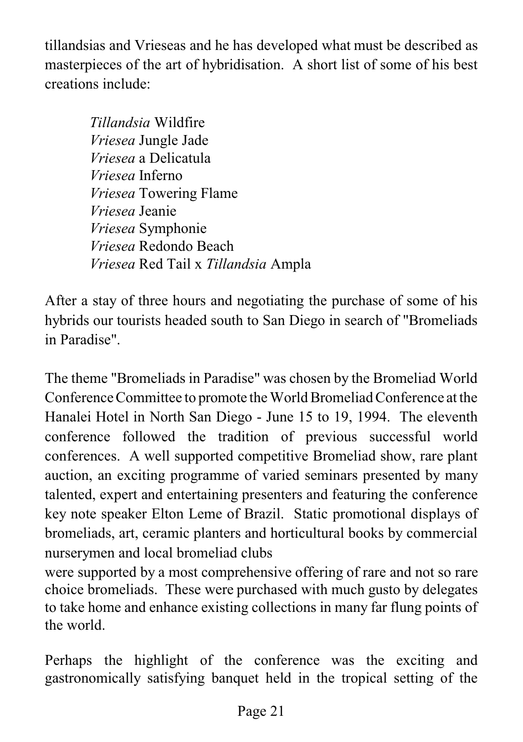tillandsias and Vrieseas and he has developed what must be described as masterpieces of the art of hybridisation. A short list of some of his best creations include:

*Tillandsia* Wildfire
*Vriesea* Jungle Jade
*Vriesea* a Delicatula
*Vriesea* Inferno
*Vriesea* Towering Flame
*Vriesea* Jeanie
*Vriesea* Symphonie
*Vriesea* Redondo Beach
*Vriesea* Red Tail x *Tillandsia* Ampla

After a stay of three hours and negotiating the purchase of some of his hybrids our tourists headed south to San Diego in search of "Bromeliads in Paradise".

The theme "Bromeliads in Paradise" was chosen by the Bromeliad World Conference Committee to promote the World Bromeliad Conference at the Hanalei Hotel in North San Diego - June 15 to 19, 1994. The eleventh conference followed the tradition of previous successful world conferences. A well supported competitive Bromeliad show, rare plant auction, an exciting programme of varied seminars presented by many talented, expert and entertaining presenters and featuring the conference key note speaker Elton Leme of Brazil. Static promotional displays of bromeliads, art, ceramic planters and horticultural books by commercial nurserymen and local bromeliad clubs were supported by a most comprehensive offering of rare and not so rare choice bromeliads. These were purchased with much gusto by delegates to take home and enhance existing collections in many far flung points of the world.

Perhaps the highlight of the conference was the exciting and gastronomically satisfying banquet held in the tropical setting of the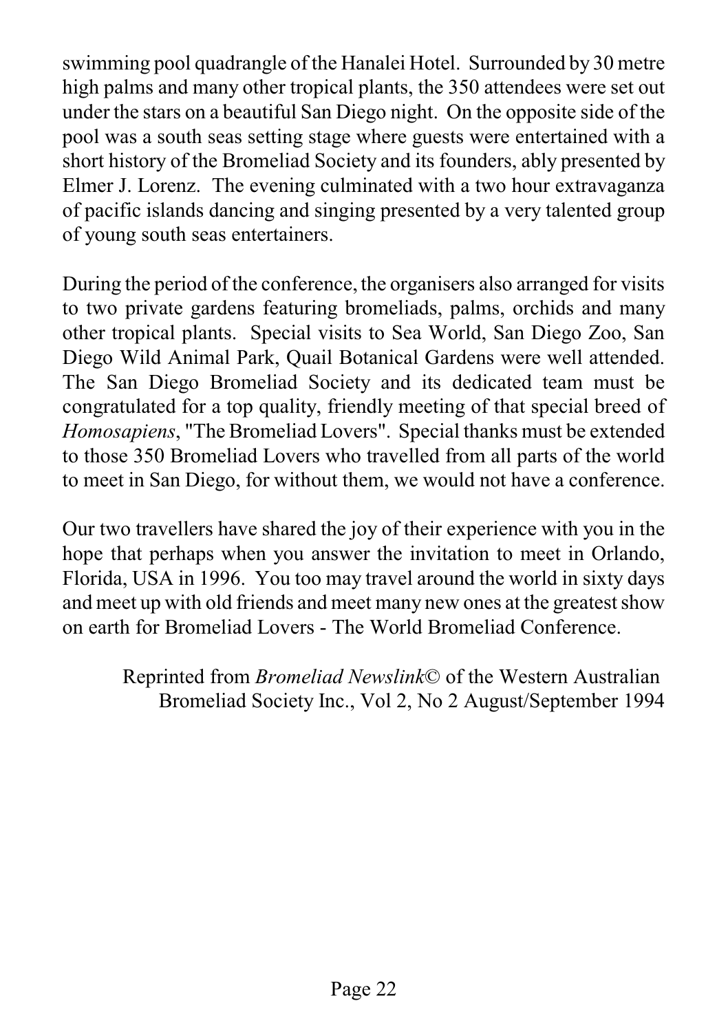swimming pool quadrangle of the Hanalei Hotel. Surrounded by 30 metre high palms and many other tropical plants, the 350 attendees were set out under the stars on a beautiful San Diego night. On the opposite side of the pool was a south seas setting stage where guests were entertained with a short history of the Bromeliad Society and its founders, ably presented by Elmer J. Lorenz. The evening culminated with a two hour extravaganza of pacific islands dancing and singing presented by a very talented group of young south seas entertainers.

During the period of the conference, the organisers also arranged for visits to two private gardens featuring bromeliads, palms, orchids and many other tropical plants. Special visits to Sea World, San Diego Zoo, San Diego Wild Animal Park, Quail Botanical Gardens were well attended. The San Diego Bromeliad Society and its dedicated team must be congratulated for a top quality, friendly meeting of that special breed of *Homosapiens*, "The Bromeliad Lovers". Special thanks must be extended to those 350 Bromeliad Lovers who travelled from all parts of the world to meet in San Diego, for without them, we would not have a conference.

Our two travellers have shared the joy of their experience with you in the hope that perhaps when you answer the invitation to meet in Orlando, Florida, USA in 1996. You too may travel around the world in sixty days and meet up with old friends and meet many new ones at the greatest show on earth for Bromeliad Lovers - The World Bromeliad Conference.

Reprinted from *Bromeliad Newslink*© of the Western Australian Bromeliad Society Inc., Vol 2, No 2 August/September 1994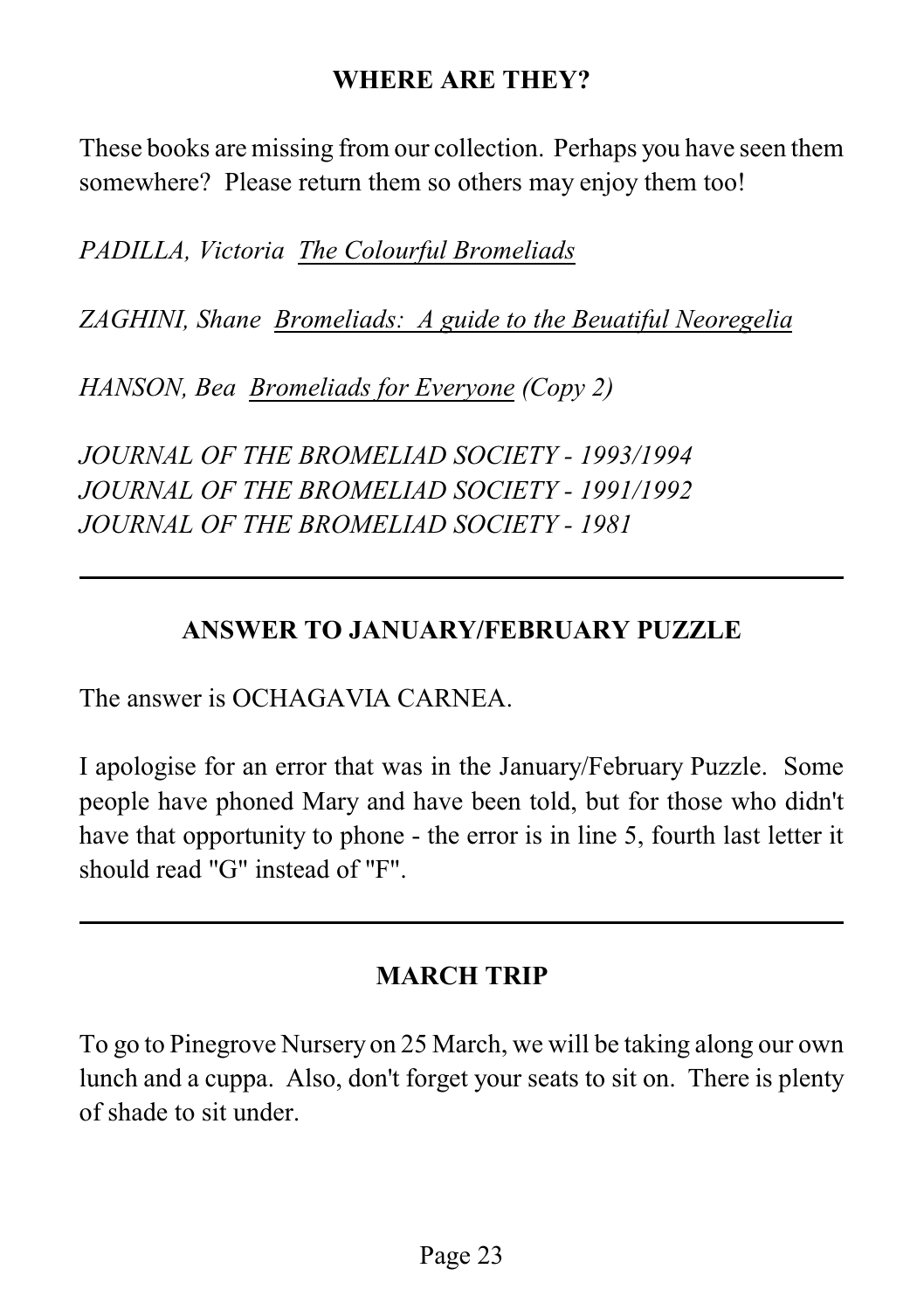## WHERE ARE THEY?

These books are missing from our collection. Perhaps you have seen them somewhere? Please return them so others may enjoy them too!

*PADILLA, Victoria* <u>The Colourful Bromeliads</u>

*ZAGHINI, Shane* <u>Bromeliads: A guide to the Beuatiful Neoregelia</u>

*HANSON, Bea* <u>Bromeliads for Everyone</u> *(Copy 2)*

*JOURNAL OF THE BROMELIAD SOCIETY - 1993/1994*
*JOURNAL OF THE BROMELIAD SOCIETY - 1991/1992*
*JOURNAL OF THE BROMELIAD SOCIETY - 1981*

---

## ANSWER TO JANUARY/FEBRUARY PUZZLE

The answer is OCHAGAVIA CARNEA.

I apologise for an error that was in the January/February Puzzle. Some people have phoned Mary and have been told, but for those who didn't have that opportunity to phone - the error is in line 5, fourth last letter it should read "G" instead of "F".

---

## MARCH TRIP

To go to Pinegrove Nursery on 25 March, we will be taking along our own lunch and a cuppa. Also, don't forget your seats to sit on. There is plenty of shade to sit under.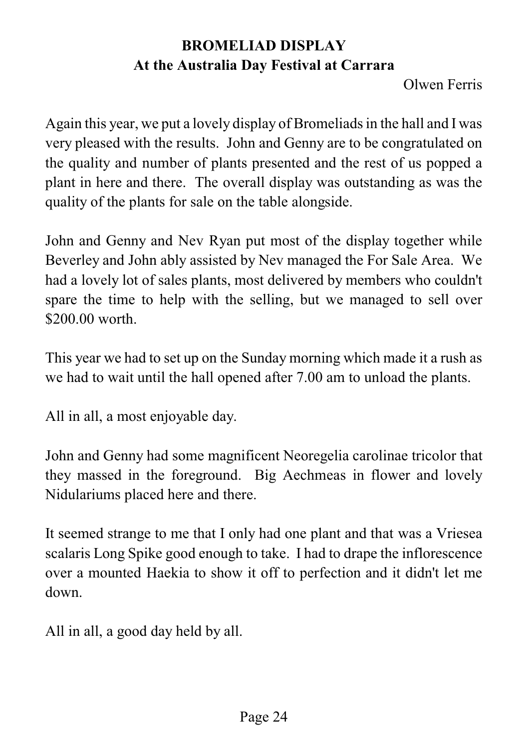# BROMELIAD DISPLAY
## At the Australia Day Festival at Carrara

Olwen Ferris

Again this year, we put a lovely display of Bromeliads in the hall and I was very pleased with the results. John and Genny are to be congratulated on the quality and number of plants presented and the rest of us popped a plant in here and there. The overall display was outstanding as was the quality of the plants for sale on the table alongside.

John and Genny and Nev Ryan put most of the display together while Beverley and John ably assisted by Nev managed the For Sale Area. We had a lovely lot of sales plants, most delivered by members who couldn't spare the time to help with the selling, but we managed to sell over $200.00 worth.

This year we had to set up on the Sunday morning which made it a rush as we had to wait until the hall opened after 7.00 am to unload the plants.

All in all, a most enjoyable day.

John and Genny had some magnificent Neoregelia carolinae tricolor that they massed in the foreground. Big Aechmeas in flower and lovely Nidulariums placed here and there.

It seemed strange to me that I only had one plant and that was a Vriesea scalaris Long Spike good enough to take. I had to drape the inflorescence over a mounted Haekia to show it off to perfection and it didn't let me down.

All in all, a good day held by all.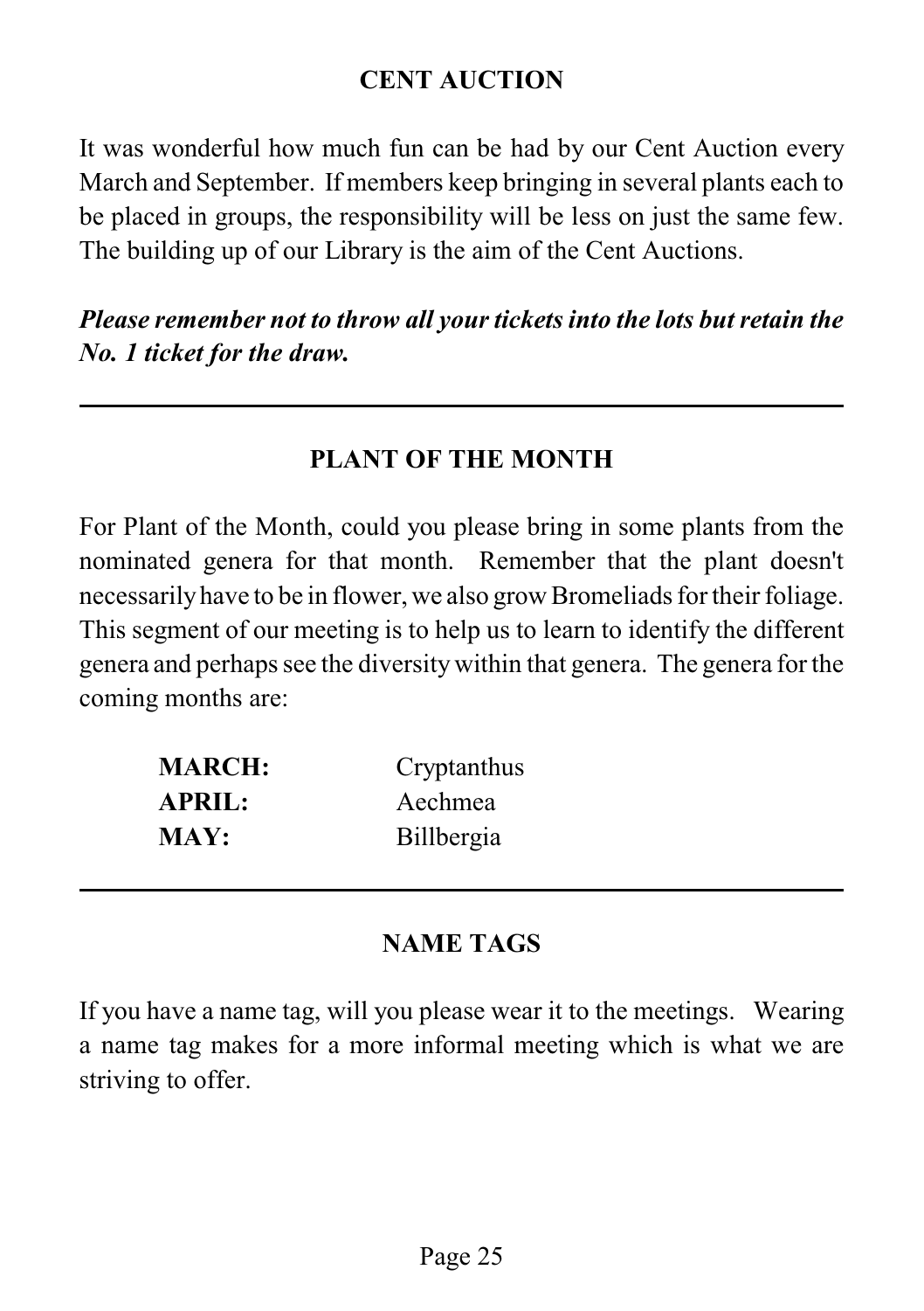## CENT AUCTION

It was wonderful how much fun can be had by our Cent Auction every March and September. If members keep bringing in several plants each to be placed in groups, the responsibility will be less on just the same few. The building up of our Library is the aim of the Cent Auctions.

***Please remember not to throw all your tickets into the lots but retain the No. 1 ticket for the draw.***

---

## PLANT OF THE MONTH

For Plant of the Month, could you please bring in some plants from the nominated genera for that month. Remember that the plant doesn't necessarily have to be in flower, we also grow Bromeliads for their foliage. This segment of our meeting is to help us to learn to identify the different genera and perhaps see the diversity within that genera. The genera for the coming months are:

| | |
|---|---|
| **MARCH:** | Cryptanthus |
| **APRIL:** | Aechmea |
| **MAY:** | Billbergia |

---

## NAME TAGS

If you have a name tag, will you please wear it to the meetings. Wearing a name tag makes for a more informal meeting which is what we are striving to offer.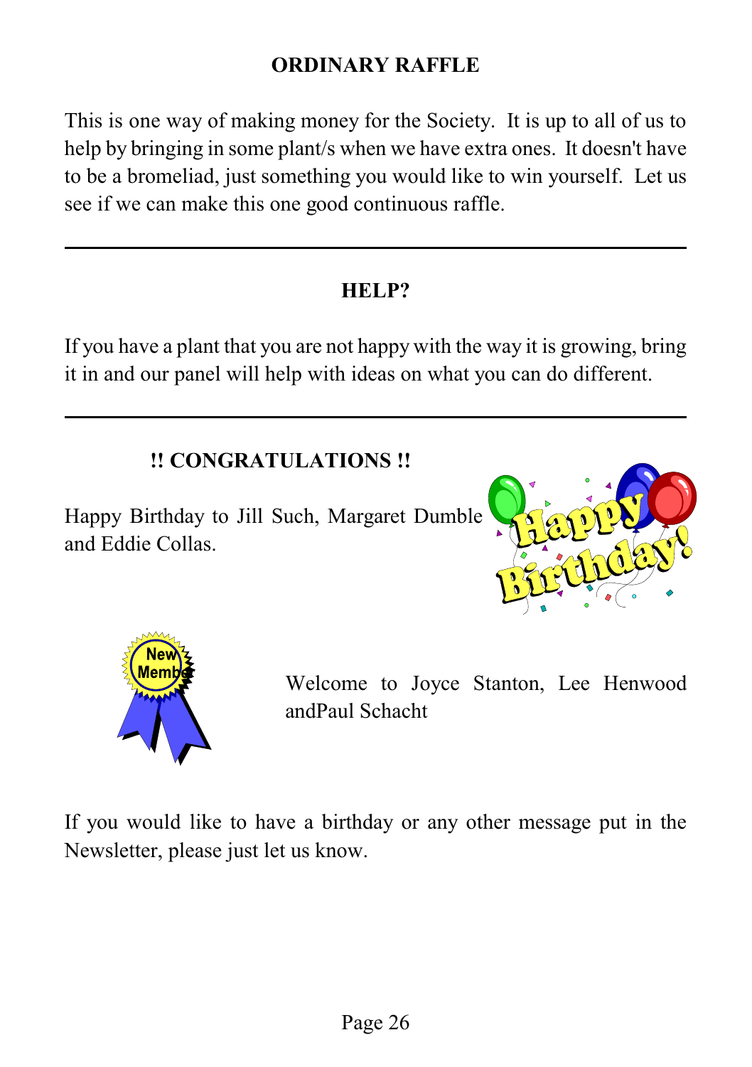## ORDINARY RAFFLE

This is one way of making money for the Society. It is up to all of us to help by bringing in some plant/s when we have extra ones. It doesn't have to be a bromeliad, just something you would like to win yourself. Let us see if we can make this one good continuous raffle.

---

## HELP?

If you have a plant that you are not happy with the way it is growing, bring it in and our panel will help with ideas on what you can do different.

---

## !! CONGRATULATIONS !!

Happy Birthday to Jill Such, Margaret Dumble and Eddie Collas.

Welcome to Joyce Stanton, Lee Henwood andPaul Schacht

If you would like to have a birthday or any other message put in the Newsletter, please just let us know.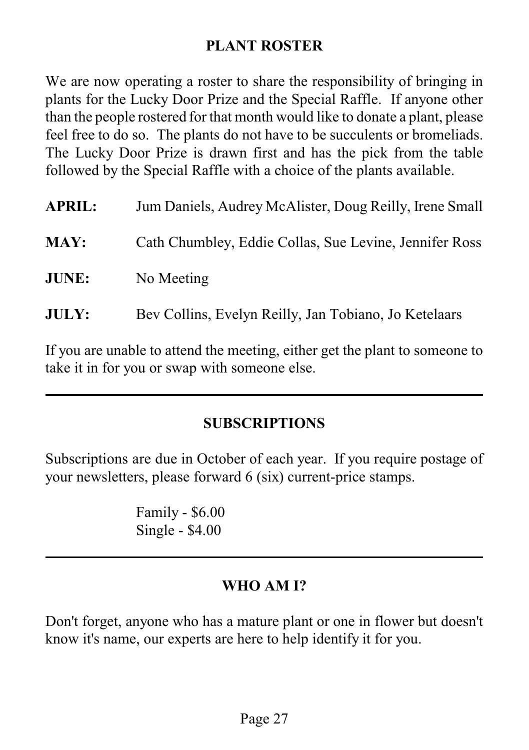## PLANT ROSTER

We are now operating a roster to share the responsibility of bringing in plants for the Lucky Door Prize and the Special Raffle. If anyone other than the people rostered for that month would like to donate a plant, please feel free to do so. The plants do not have to be succulents or bromeliads. The Lucky Door Prize is drawn first and has the pick from the table followed by the Special Raffle with a choice of the plants available.

**APRIL:** Jum Daniels, Audrey McAlister, Doug Reilly, Irene Small

**MAY:** Cath Chumbley, Eddie Collas, Sue Levine, Jennifer Ross

**JUNE:** No Meeting

**JULY:** Bev Collins, Evelyn Reilly, Jan Tobiano, Jo Ketelaars

If you are unable to attend the meeting, either get the plant to someone to take it in for you or swap with someone else.

---

## SUBSCRIPTIONS

Subscriptions are due in October of each year. If you require postage of your newsletters, please forward 6 (six) current-price stamps.

Family - $6.00
Single - $4.00

---

## WHO AM I?

Don't forget, anyone who has a mature plant or one in flower but doesn't know it's name, our experts are here to help identify it for you.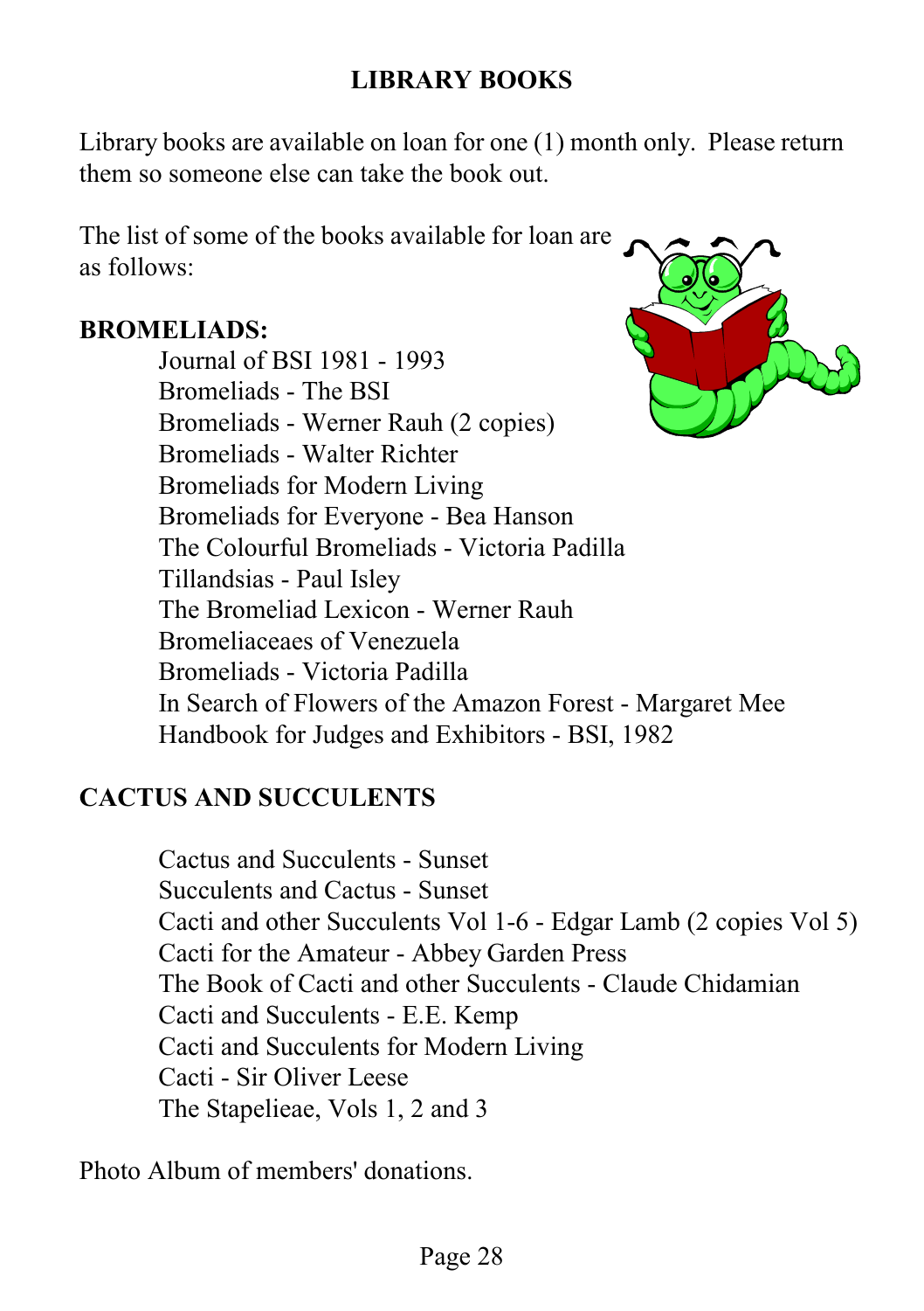# LIBRARY BOOKS

Library books are available on loan for one (1) month only. Please return them so someone else can take the book out.

The list of some of the books available for loan are as follows:

## BROMELIADS:

- Journal of BSI 1981 - 1993
- Bromeliads - The BSI
- Bromeliads - Werner Rauh (2 copies)
- Bromeliads - Walter Richter
- Bromeliads for Modern Living
- Bromeliads for Everyone - Bea Hanson
- The Colourful Bromeliads - Victoria Padilla
- Tillandsias - Paul Isley
- The Bromeliad Lexicon - Werner Rauh
- Bromeliaceaes of Venezuela
- Bromeliads - Victoria Padilla
- In Search of Flowers of the Amazon Forest - Margaret Mee
- Handbook for Judges and Exhibitors - BSI, 1982

## CACTUS AND SUCCULENTS

- Cactus and Succulents - Sunset
- Succulents and Cactus - Sunset
- Cacti and other Succulents Vol 1-6 - Edgar Lamb (2 copies Vol 5)
- Cacti for the Amateur - Abbey Garden Press
- The Book of Cacti and other Succulents - Claude Chidamian
- Cacti and Succulents - E.E. Kemp
- Cacti and Succulents for Modern Living
- Cacti - Sir Oliver Leese
- The Stapelieae, Vols 1, 2 and 3

Photo Album of members' donations.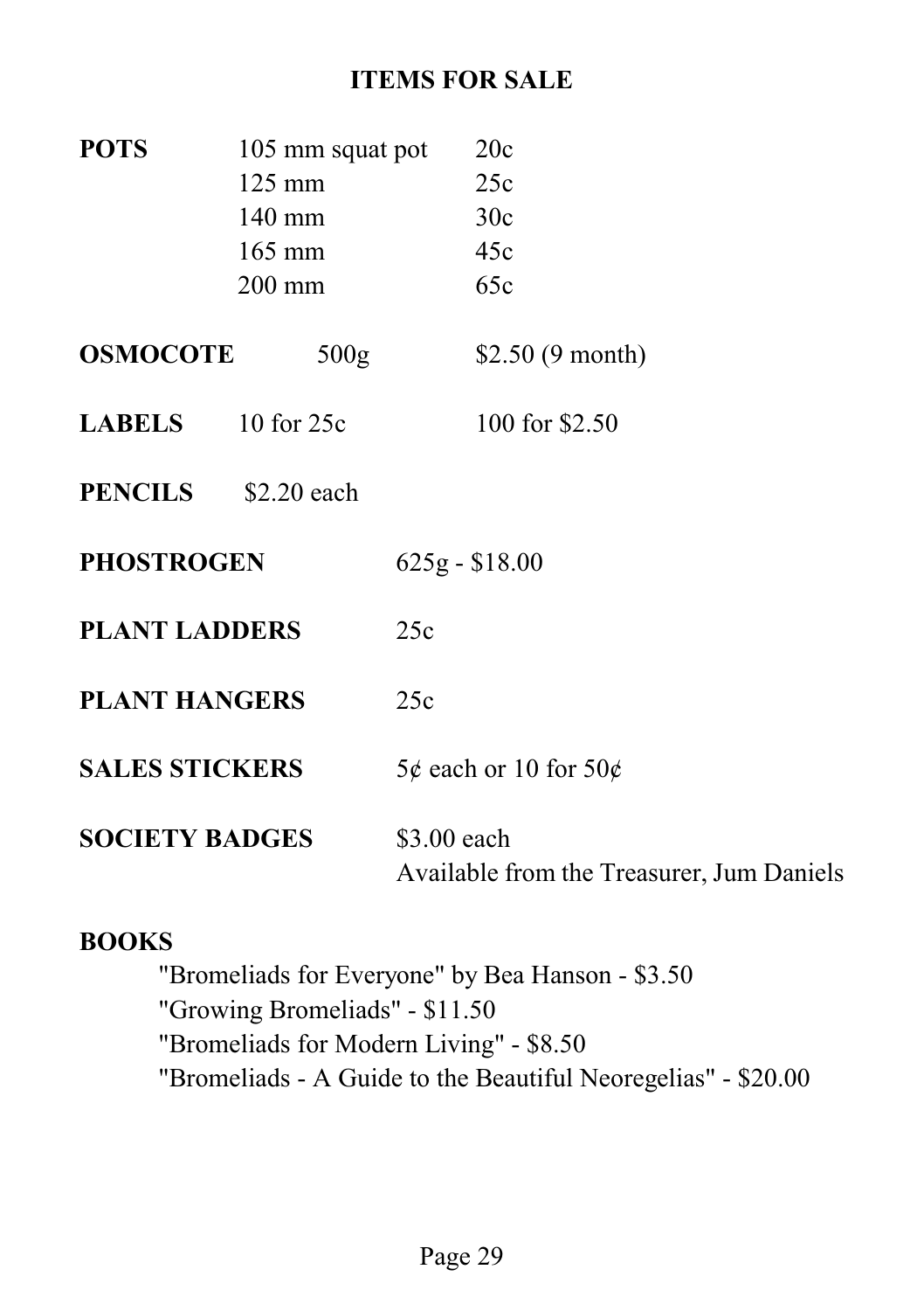# ITEMS FOR SALE

| | | |
|---|---|---|
| **POTS** | 105 mm squat pot | 20c |
| | 125 mm | 25c |
| | 140 mm | 30c |
| | 165 mm | 45c |
| | 200 mm | 65c |
| **OSMOCOTE** | 500g | $2.50 (9 month) |
| **LABELS** | 10 for 25c | 100 for $2.50 |
| **PENCILS** | $2.20 each | |
| **PHOSTROGEN** | 625g - $18.00 | |
| **PLANT LADDERS** | 25c | |
| **PLANT HANGERS** | 25c | |
| **SALES STICKERS** | 5¢ each or 10 for 50¢ | |
| **SOCIETY BADGES** | $3.00 each<br>Available from the Treasurer, Jum Daniels | |

**BOOKS**

"Bromeliads for Everyone" by Bea Hanson - $3.50
"Growing Bromeliads" - $11.50
"Bromeliads for Modern Living" - $8.50
"Bromeliads - A Guide to the Beautiful Neoregelias" - $20.00